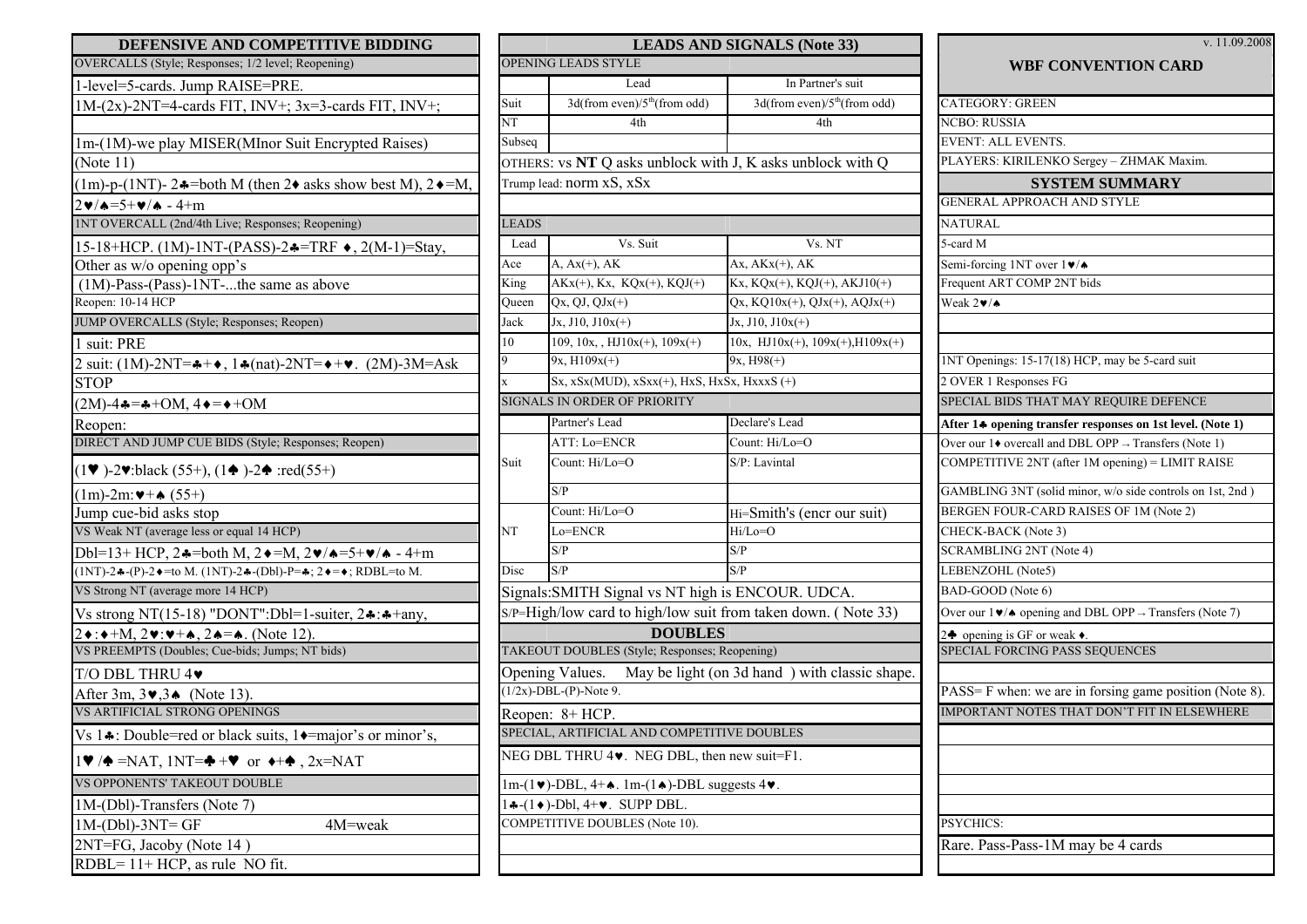## DEFENSIVE AND COMPETITIVE BIDDING

**OVERCALLS (Style; Responses; 1/2 level; Reopening)**

1-level=5-cards. Jump RAISE=PRE.

1M-(2x)-2NT=4-cards FIT, INV+; 3x=3-cards FIT, INV+;

1m-(1M)-we play MISER(MInor Suit Encrypted Raises) (Note 11)

(1m)-p-(1NT)- 2♣=both M (then 2♦ asks show best M), 2♦=M, 2♥/♠=5+♥/♠ - 4+m

**1NT OVERCALL (2nd/4th Live; Responses; Reopening)**

15-18+HCP. (1M)-1NT-(PASS)-2♣=TRF ♦, 2(M-1)=Stay, Other as w/o opening opp's

(1M)-Pass-(Pass)-1NT-...the same as above

Reopen: 10-14 HCP

**JUMP OVERCALLS (Style; Responses; Reopen)**

1 suit: PRE

2 suit: (1M)-2NT=♣+♦, 1♣(nat)-2NT=♦+♥. (2M)-3M=Ask STOP

(2M)-4♣=♣+OM, 4♦=♦+OM

Reopen:

**DIRECT AND JUMP CUE BIDS (Style; Responses; Reopen)**

(1♥)-2♥:black (55+), (1♠)-2♠ :red(55+)

(1m)-2m:♥+♠ (55+)

Jump cue-bid asks stop

**VS Weak NT (average less or equal 14 HCP)**

Dbl=13+ HCP, 2♣=both M, 2♦=M, 2♥/♠=5+♥/♠ - 4+m

(1NT)-2♣-(P)-2♦=to M. (1NT)-2♣-(Dbl)-P=♣; 2♦=♦; RDBL=to M.

**VS Strong NT (average more 14 HCP)**

Vs strong NT(15-18) "DONT":Dbl=1-suiter, 2♣:♣+any, 2♦:♦+M, 2♥:♥+♠, 2♠=♠. (Note 12).

**VS PREEMPTS (Doubles; Cue-bids; Jumps; NT bids)**

T/O DBL THRU 4♥

After 3m, 3♥,3♠ (Note 13).

**VS ARTIFICIAL STRONG OPENINGS**

Vs 1♣: Double=red or black suits, 1♦=major's or minor's, 1♥ /♠ =NAT, 1NT=♣+♥ or ♦+♠ , 2x=NAT

**VS OPPONENTS' TAKEOUT DOUBLE**

1M-(Dbl)-Transfers (Note 7)

1M-(Dbl)-3NT= GF 4M=weak

2NT=FG, Jacoby (Note 14 )

RDBL= 11+ HCP, as rule NO fit.

## LEADS AND SIGNALS (Note 33)

**OPENING LEADS STYLE**

| | Lead | In Partner's suit |
|---|---|---|
| Suit | 3d(from even)/5th(from odd) | 3d(from even)/5th(from odd) |
| NT | 4th | 4th |
| Subseq | | |

OTHERS: vs **NT** Q asks unblock with J, K asks unblock with Q

Trump lead: norm xS, xSx

**LEADS**

| Lead | Vs. Suit | Vs. NT |
|---|---|---|
| Ace | A, Ax(+), AK | Ax, AKx(+), AK |
| King | AKx(+), Kx, KQx(+), KQJ(+) | Kx, KQx(+), KQJ(+), AKJ10(+) |
| Queen | Qx, QJ, QJx(+) | Qx, KQ10x(+), QJx(+), AQJx(+) |
| Jack | Jx, J10, J10x(+) | Jx, J10, J10x(+) |
| 10 | 109, 10x, , HJ10x(+), 109x(+) | 10x, HJ10x(+), 109x(+),H109x(+) |
| 9 | 9x, H109x(+) | 9x, H98(+) |
| x | Sx, xSx(MUD), xSxx(+), HxS, HxSx, HxxxS (+) | |

**SIGNALS IN ORDER OF PRIORITY**

| | Partner's Lead | Declare's Lead |
|---|---|---|
| Suit | ATT: Lo=ENCR | Count: Hi/Lo=O |
| | Count: Hi/Lo=O | S/P: Lavintal |
| | S/P | |
| NT | Count: Hi/Lo=O | Hi=Smith's (encr our suit) |
| | Lo=ENCR | Hi/Lo=O |
| | S/P | S/P |
| Disc | S/P | S/P |

Signals:SMITH Signal vs NT high is ENCOUR. UDCA.

S/P=High/low card to high/low suit from taken down. ( Note 33)

## DOUBLES

**TAKEOUT DOUBLES (Style; Responses; Reopening)**

Opening Values. May be light (on 3d hand ) with classic shape.

(1/2x)-DBL-(P)-Note 9.

Reopen: 8+ HCP.

**SPECIAL, ARTIFICIAL AND COMPETITIVE DOUBLES**

NEG DBL THRU 4♥. NEG DBL, then new suit=F1.

1m-(1♥)-DBL, 4+♠. 1m-(1♠)-DBL suggests 4♥.

1♣-(1♦)-Dbl, 4+♥. SUPP DBL.

COMPETITIVE DOUBLES (Note 10).

v. 11.09.2008

## WBF CONVENTION CARD

CATEGORY: GREEN

NCBO: RUSSIA

EVENT: ALL EVENTS.

PLAYERS: KIRILENKO Sergey – ZHMAK Maxim.

## SYSTEM SUMMARY

**GENERAL APPROACH AND STYLE**

NATURAL

5-card M

Semi-forcing 1NT over 1♥/♠

Frequent ART COMP 2NT bids

Weak 2♥/♠

1NT Openings: 15-17(18) HCP, may be 5-card suit

2 OVER 1 Responses FG

**SPECIAL BIDS THAT MAY REQUIRE DEFENCE**

**After 1♣ opening transfer responses on 1st level. (Note 1)**

Over our 1♦ overcall and DBL OPP → Transfers (Note 1)

COMPETITIVE 2NT (after 1M opening) = LIMIT RAISE

GAMBLING 3NT (solid minor, w/o side controls on 1st, 2nd )

BERGEN FOUR-CARD RAISES OF 1M (Note 2)

CHECK-BACK (Note 3)

SCRAMBLING 2NT (Note 4)

LEBENZOHL (Note5)

BAD-GOOD (Note 6)

Over our 1♥/♠ opening and DBL OPP → Transfers (Note 7)

2♣ opening is GF or weak ♦.

**SPECIAL FORCING PASS SEQUENCES**

PASS= F when: we are in forsing game position (Note 8).

**IMPORTANT NOTES THAT DON'T FIT IN ELSEWHERE**

PSYCHICS:

Rare. Pass-Pass-1M may be 4 cards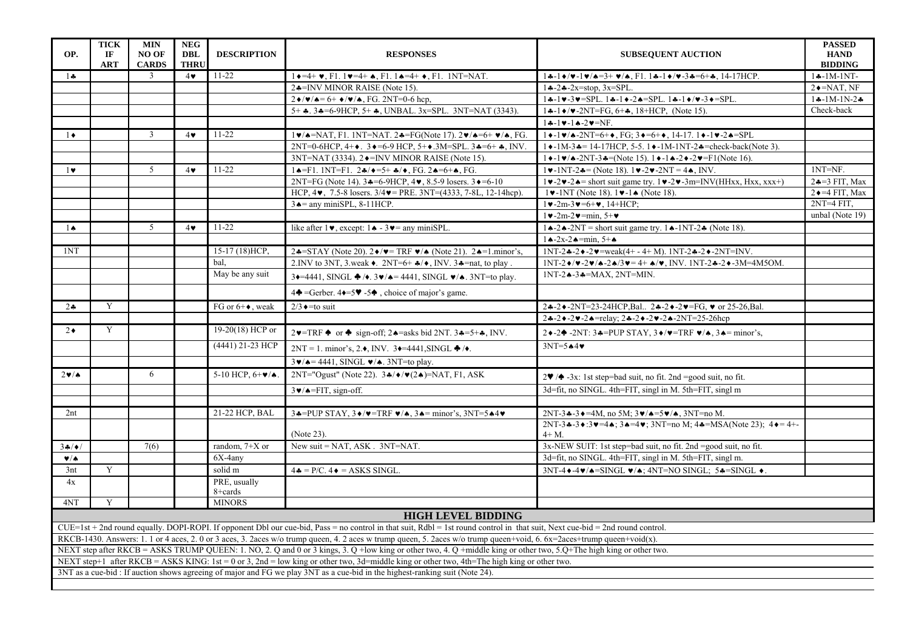| OP. | TICK IF ART | MIN NO OF CARDS | NEG DBL THRU | DESCRIPTION | RESPONSES | SUBSEQUENT AUCTION | PASSED HAND BIDDING |
|---|---|---|---|---|---|---|---|
| 1♣ | | 3 | 4♥ | 11-22 | 1♦=4+ ♥, F1. 1♥=4+ ♠, F1. 1♠=4+ ♦, F1. 1NT=NAT. | 1♣-1♦/♥-1♥/♠=3+ ♥/♠, F1. 1♣-1♦/♥-3♣=6+♣, 14-17HCP. | 1♣-1M-1NT- |
| | | | | | 2♣=INV MINOR RAISE (Note 15). | 1♣-2♣-2x=stop, 3x=SPL. | 2♦=NAT, NF |
| | | | | | 2♦/♥/♠= 6+ ♦/♥/♠, FG. 2NT=0-6 hcp, | 1♣-1♥-3♥=SPL. 1♣-1♦-2♠=SPL. 1♣-1♦/♥-3♦=SPL. | 1♣-1M-1N-2♣ |
| | | | | | 5+ ♣. 3♣=6-9HCP, 5+ ♣, UNBAL. 3x=SPL. 3NT=NAT (3343). | 1♣-1♦/♥-2NT=FG, 6+♣, 18+HCP, (Note 15). | Check-back |
| | | | | | | 1♣-1♥-1♠-2♥=NF. | |
| 1♦ | | 3 | 4♥ | 11-22 | 1♥/♠=NAT, F1. 1NT=NAT. 2♣=FG(Note 17). 2♥/♠=6+ ♥/♠, FG. | 1♦-1♥/♠-2NT=6+♦, FG; 3♦=6+♦, 14-17. 1♦-1♥-2♠=SPL | |
| | | | | | 2NT=0-6HCP, 4+♦. 3♦=6-9 HCP, 5+♦.3M=SPL. 3♣=6+ ♣, INV. | 1♦-1M-3♣= 14-17HCP, 5-5. 1♦-1M-1NT-2♣=check-back(Note 3). | |
| | | | | | 3NT=NAT (3334). 2♦=INV MINOR RAISE (Note 15). | 1♦-1♥/♠-2NT-3♣=(Note 15). 1♦-1♠-2♦-2♥=F1(Note 16). | |
| 1♥ | | 5 | 4♥ | 11-22 | 1♠=F1. 1NT=F1. 2♣/♦=5+ ♣/♦, FG. 2♠=6+♠, FG. | 1♥-1NT-2♣= (Note 18). 1♥-2♥-2NT = 4♠, INV. | 1NT=NF. |
| | | | | | 2NT=FG (Note 14). 3♣=6-9HCP, 4♥, 8.5-9 losers. 3♦=6-10 | 1♥-2♥-2♠= short suit game try. 1♥-2♥-3m=INV(HHxx, Hxx, xxx+) | 2♣=3 FIT, Max |
| | | | | | HCP, 4♥, 7.5-8 losers. 3/4♥= PRE. 3NT=(4333, 7-8L, 12-14hcp). | 1♥-1NT (Note 18). 1♥-1♠ (Note 18). | 2♦=4 FIT, Max |
| | | | | | 3♠= any miniSPL, 8-11HCP. | 1♥-2m-3♥=6+♥, 14+HCP; | 2NT=4 FIT, |
| | | | | | | 1♥-2m-2♥=min, 5+♥ | unbal (Note 19) |
| 1♠ | | 5 | 4♥ | 11-22 | like after 1♥, except: 1♠ - 3♥= any miniSPL. | 1♠-2♠-2NT = short suit game try. 1♠-1NT-2♣ (Note 18). | |
| | | | | | | 1♠-2x-2♠=min, 5+♠ | |
| 1NT | | | | 15-17 (18)HCP, | 2♣=STAY (Note 20). 2♦/♥= TRF ♥/♠ (Note 21). 2♠=1.minor's, | 1NT-2♣-2♦-2♥=weak(4+ - 4+ M). 1NT-2♣-2♦-2NT=INV. | |
| | | | | bal, | 2.INV to 3NT, 3.weak ♦. 2NT=6+ ♣/♦, INV. 3♣=nat, to play . | 1NT-2♦/♥-2♥/♠-2♠/3♥= 4+ ♠/♥, INV. 1NT-2♣-2♦-3M=4M5OM. | |
| | | | | May be any suit | 3♦=4441, SINGL ♣/♦. 3♥/♠= 4441, SINGL ♥/♠. 3NT=to play. | 1NT-2♠-3♣=MAX, 2NT=MIN. | |
| | | | | | 4♣ =Gerber. 4♦=5♥ -5♠ , choice of major's game. | | |
| 2♣ | Y | | | FG or 6+♦, weak | 2/3♦=to suit | 2♣-2♦-2NT=23-24HCP,Bal.. 2♣-2♦-2♥=FG, ♥ or 25-26,Bal. | |
| | | | | | | 2♣-2♦-2♥-2♠=relay; 2♣-2♦-2♥-2♠-2NT=25-26hcp | |
| 2♦ | Y | | | 19-20(18) HCP or | 2♥=TRF ♠ or ♣ sign-off; 2♠=asks bid 2NT. 3♣=5+♣, INV. | 2♦-2♠ -2NT: 3♣=PUP STAY, 3♦/♥=TRF ♥/♠, 3♠= minor's, | |
| | | | | (4441) 21-23 HCP | 2NT = 1. minor's, 2.♦, INV. 3♦=4441,SINGL ♣/♦. | 3NT=5♠4♥ | |
| | | | | | 3♥/♠= 4441, SINGL ♥/♠. 3NT=to play. | | |
| 2♥/♠ | | 6 | | 5-10 HCP, 6+♥/♠. | 2NT="Ogust" (Note 22). 3♣/♦/♥(2♠)=NAT, F1, ASK | 2♥ /♠ -3x: 1st step=bad suit, no fit. 2nd =good suit, no fit. | |
| | | | | | 3♥/♠=FIT, sign-off. | 3d=fit, no SINGL. 4th=FIT, singl in M. 5th=FIT, singl m | |
| | | | | | | | |
| 2nt | | | | 21-22 HCP, BAL | 3♣=PUP STAY, 3♦/♥=TRF ♥/♠, 3♠= minor's, 3NT=5♠4♥ | 2NT-3♣-3♦=4M, no 5M; 3♥/♠=5♥/♠, 3NT=no M. | |
| | | | | | (Note 23). | 2NT-3♣-3♦:3♥=4♠; 3♠=4♥; 3NT=no M; 4♣=MSA(Note 23); 4♦= 4+-4+ M. | |
| 3♣/♦/ | | 7(6) | | random, 7+X or | New suit = NAT, ASK . 3NT=NAT. | 3x-NEW SUIT: 1st step=bad suit, no fit. 2nd =good suit, no fit. | |
| ♥/♠ | | | | 6X-4any | | 3d=fit, no SINGL. 4th=FIT, singl in M. 5th=FIT, singl m. | |
| 3nt | Y | | | solid m | 4♣ = P/C. 4♦ = ASKS SINGL. | 3NT-4♦-4♥/♠=SINGL ♥/♠; 4NT=NO SINGL; 5♣=SINGL ♦. | |
| 4x | | | | PRE, usually 8+cards | | | |
| 4NT | Y | | | MINORS | | | |

## HIGH LEVEL BIDDING

CUE=1st + 2nd round equally. DOPI-ROPI. If opponent Dbl our cue-bid, Pass = no control in that suit, Rdbl = 1st round control in that suit, Next cue-bid = 2nd round control.

RKCB-1430. Answers: 1. 1 or 4 aces, 2. 0 or 3 aces, 3. 2aces w/o trump queen, 4. 2 aces w trump queen, 5. 2aces w/o trump queen+void, 6. 6x=2aces+trump queen+void(x).

NEXT step after RKCB = ASKS TRUMP QUEEN: 1. NO, 2. Q and 0 or 3 kings, 3. Q +low king or other two, 4. Q +middle king or other two, 5.Q+The high king or other two.

NEXT step+1 after RKCB = ASKS KING: 1st = 0 or 3, 2nd = low king or other two, 3d=middle king or other two, 4th=The high king or other two.

3NT as a cue-bid : If auction shows agreeing of major and FG we play 3NT as a cue-bid in the highest-ranking suit (Note 24).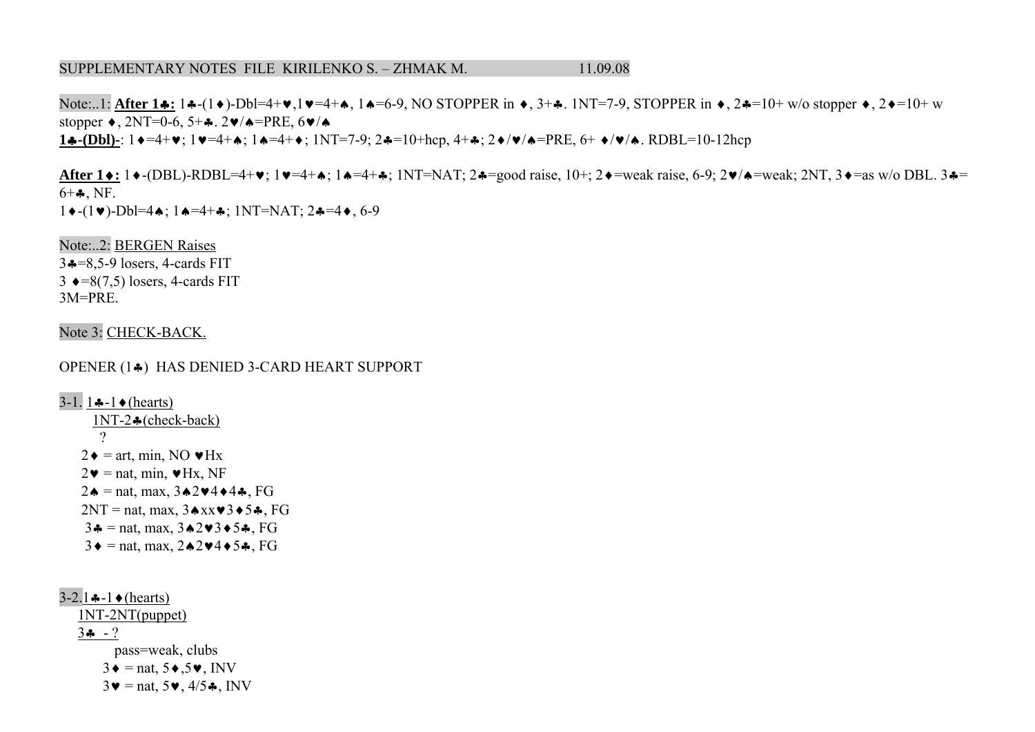SUPPLEMENTARY NOTES FILE KIRILENKO S. – ZHMAK M. 11.09.08

Note:..1: **After 1♣:** 1♣-(1♦)-Dbl=4+♥,1♥=4+♠, 1♠=6-9, NO STOPPER in ♦, 3+♣. 1NT=7-9, STOPPER in ♦, 2♣=10+ w/o stopper ♦, 2♦=10+ w stopper ♦, 2NT=0-6, 5+♣. 2♥/♠=PRE, 6♥/♠

**1♣-(Dbl)-**: 1♦=4+♥; 1♥=4+♠; 1♠=4+♦; 1NT=7-9; 2♣=10+hcp, 4+♣; 2♦/♥/♠=PRE, 6+ ♦/♥/♠. RDBL=10-12hcp

**After 1♦:** 1♦-(DBL)-RDBL=4+♥; 1♥=4+♠; 1♠=4+♣; 1NT=NAT; 2♣=good raise, 10+; 2♦=weak raise, 6-9; 2♥/♠=weak; 2NT, 3♦=as w/o DBL. 3♣= 6+♣, NF.

1♦-(1♥)-Dbl=4♠; 1♠=4+♣; 1NT=NAT; 2♣=4♦, 6-9

Note:..2: BERGEN Raises

3♣=8,5-9 losers, 4-cards FIT

3 ♦=8(7,5) losers, 4-cards FIT

3M=PRE.

Note 3: CHECK-BACK.

OPENER (1♣) HAS DENIED 3-CARD HEART SUPPORT

3-1. 1♣-1♦(hearts)

1NT-2♣(check-back)

?

- 2♦ = art, min, NO ♥Hx
- 2♥ = nat, min, ♥Hx, NF
- 2♠ = nat, max, 3♠2♥4♦4♣, FG
- 2NT = nat, max, 3♠xx♥3♦5♣, FG
- 3♣ = nat, max, 3♠2♥3♦5♣, FG
- 3♦ = nat, max, 2♠2♥4♦5♣, FG

3-2. 1♣-1♦(hearts)

1NT-2NT(puppet)

3♣ - ?

- pass=weak, clubs
- 3♦ = nat, 5♦,5♥, INV
- 3♥ = nat, 5♥, 4/5♣, INV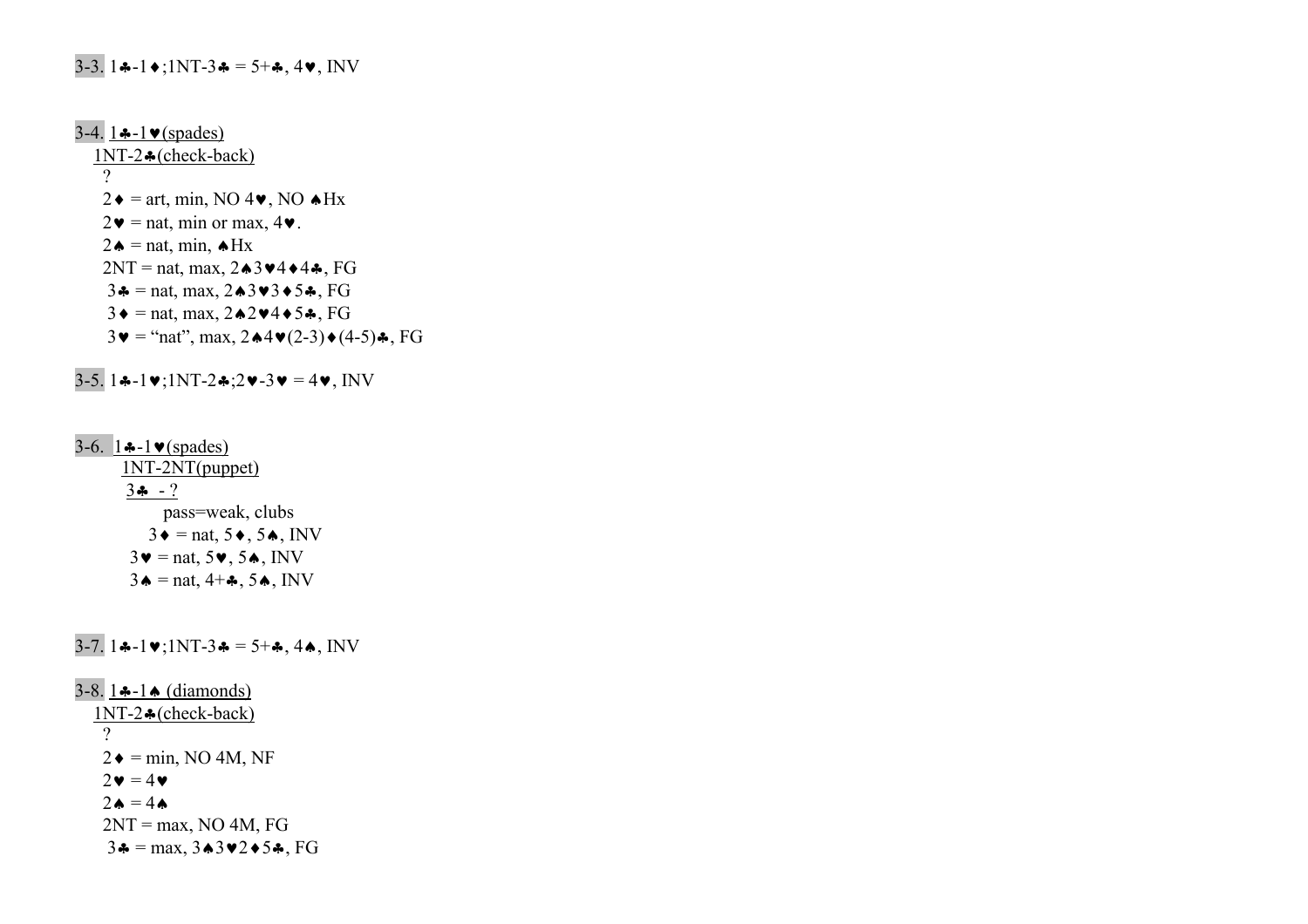3-3. 1♣-1♦;1NT-3♣ = 5+♣, 4♥, INV

3-4. 1♣-1♥(spades)
1NT-2♣(check-back)
?
2♦ = art, min, NO 4♥, NO ♠Hx
2♥ = nat, min or max, 4♥.
2♠ = nat, min, ♠Hx
2NT = nat, max, 2♠3♥4♦4♣, FG
3♣ = nat, max, 2♠3♥3♦5♣, FG
3♦ = nat, max, 2♠2♥4♦5♣, FG
3♥ = "nat", max, 2♠4♥(2-3)♦(4-5)♣, FG

3-5. 1♣-1♥;1NT-2♣;2♥-3♥ = 4♥, INV

3-6. 1♣-1♥(spades)
1NT-2NT(puppet)
3♣ - ?
pass=weak, clubs
3♦ = nat, 5♦, 5♠, INV
3♥ = nat, 5♥, 5♠, INV
3♠ = nat, 4+♣, 5♠, INV

3-7. 1♣-1♥;1NT-3♣ = 5+♣, 4♠, INV

3-8. 1♣-1♠ (diamonds)
1NT-2♣(check-back)
?
2♦ = min, NO 4M, NF
2♥ = 4♥
2♠ = 4♠
2NT = max, NO 4M, FG
3♣ = max, 3♠3♥2♦5♣, FG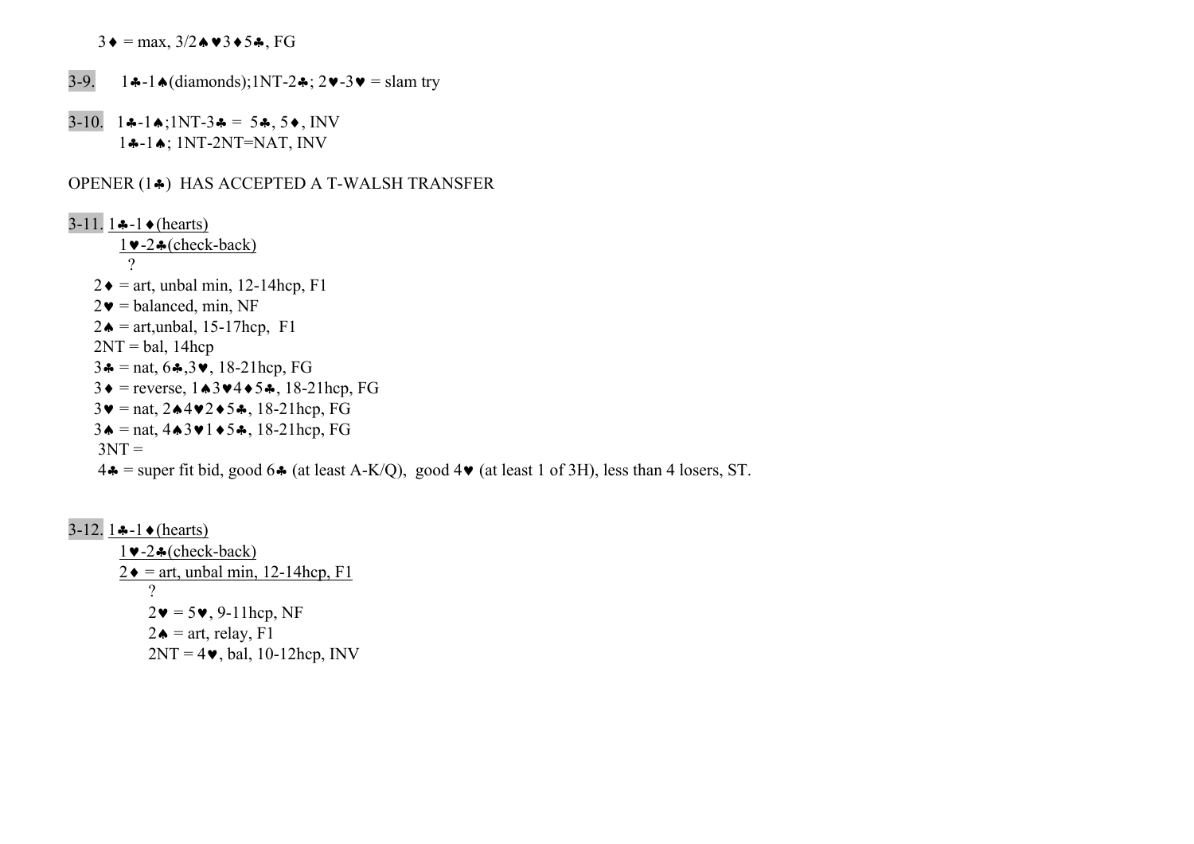3♦ = max, 3/2♠♥3♦5♣, FG

3-9. 1♣-1♠(diamonds);1NT-2♣; 2♥-3♥ = slam try

3-10. 1♣-1♠;1NT-3♣ = 5♣, 5♦, INV
1♣-1♠; 1NT-2NT=NAT, INV

OPENER (1♣) HAS ACCEPTED A T-WALSH TRANSFER

3-11. 1♣-1♦(hearts)
1♥-2♣(check-back)
?

- 2♦ = art, unbal min, 12-14hcp, F1
- 2♥ = balanced, min, NF
- 2♠ = art,unbal, 15-17hcp, F1
- 2NT = bal, 14hcp
- 3♣ = nat, 6♣,3♥, 18-21hcp, FG
- 3♦ = reverse, 1♠3♥4♦5♣, 18-21hcp, FG
- 3♥ = nat, 2♠4♥2♦5♣, 18-21hcp, FG
- 3♠ = nat, 4♠3♥1♦5♣, 18-21hcp, FG
- 3NT =
- 4♣ = super fit bid, good 6♣ (at least A-K/Q), good 4♥ (at least 1 of 3H), less than 4 losers, ST.

3-12. 1♣-1♦(hearts)
1♥-2♣(check-back)
2♦ = art, unbal min, 12-14hcp, F1
?

- 2♥ = 5♥, 9-11hcp, NF
- 2♠ = art, relay, F1
- 2NT = 4♥, bal, 10-12hcp, INV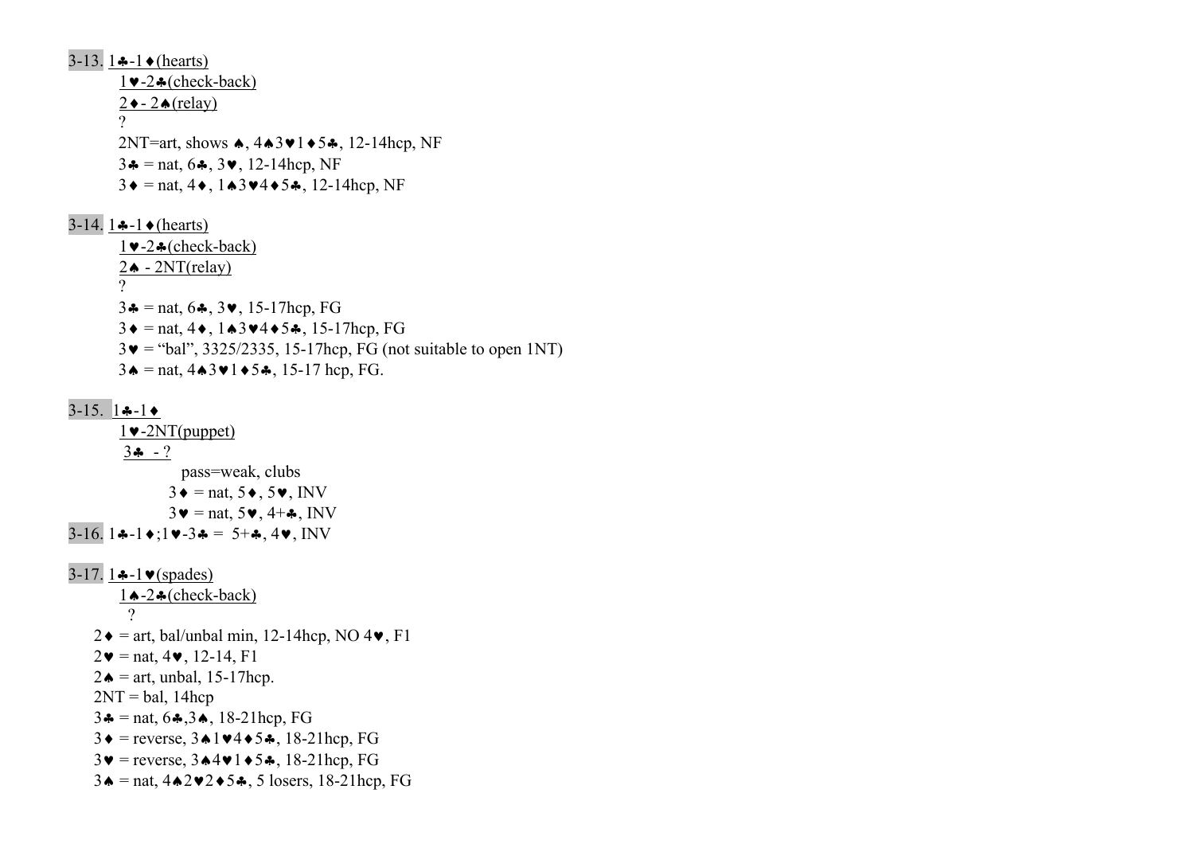3-13. 1♣-1♦(hearts)

1♥-2♣(check-back)

2♦- 2♠(relay)

?

2NT=art, shows ♠, 4♠3♥1♦5♣, 12-14hcp, NF

3♣ = nat, 6♣, 3♥, 12-14hcp, NF

3♦ = nat, 4♦, 1♠3♥4♦5♣, 12-14hcp, NF

3-14. 1♣-1♦(hearts)

1♥-2♣(check-back)

2♠ - 2NT(relay)

?

3♣ = nat, 6♣, 3♥, 15-17hcp, FG

3♦ = nat, 4♦, 1♠3♥4♦5♣, 15-17hcp, FG

3♥ = "bal", 3325/2335, 15-17hcp, FG (not suitable to open 1NT)

3♠ = nat, 4♠3♥1♦5♣, 15-17 hcp, FG.

3-15. 1♣-1♦

1♥-2NT(puppet)

3♣ - ?

pass=weak, clubs

3♦ = nat, 5♦, 5♥, INV

3♥ = nat, 5♥, 4+♣, INV

3-16. 1♣-1♦;1♥-3♣ = 5+♣, 4♥, INV

3-17. 1♣-1♥(spades)

1♠-2♣(check-back)

?

2♦ = art, bal/unbal min, 12-14hcp, NO 4♥, F1

2♥ = nat, 4♥, 12-14, F1

2♠ = art, unbal, 15-17hcp.

2NT = bal, 14hcp

3♣ = nat, 6♣,3♠, 18-21hcp, FG

3♦ = reverse, 3♠1♥4♦5♣, 18-21hcp, FG

3♥ = reverse, 3♠4♥1♦5♣, 18-21hcp, FG

3♠ = nat, 4♠2♥2♦5♣, 5 losers, 18-21hcp, FG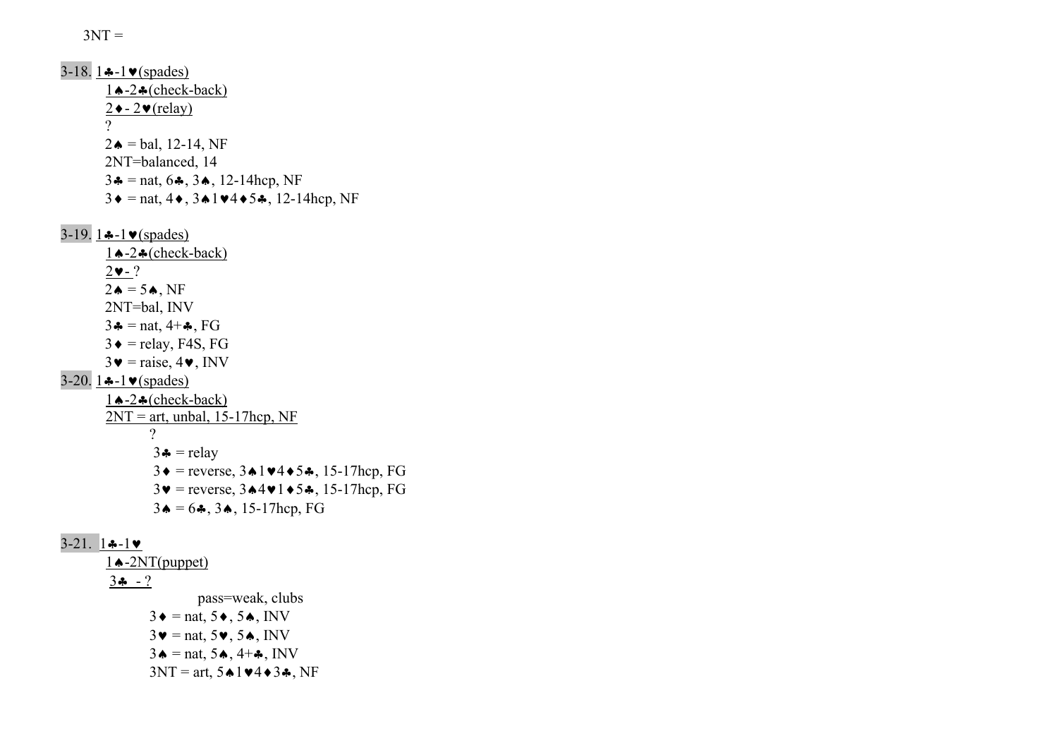3NT =

3-18. 1♣-1♥(spades)
1♠-2♣(check-back)
2♦- 2♥(relay)
?
2♠ = bal, 12-14, NF
2NT=balanced, 14
3♣ = nat, 6♣, 3♠, 12-14hcp, NF
3♦ = nat, 4♦, 3♠1♥4♦5♣, 12-14hcp, NF

3-19. 1♣-1♥(spades)
1♠-2♣(check-back)
2♥- ?
2♠ = 5♠, NF
2NT=bal, INV
3♣ = nat, 4+♣, FG
3♦ = relay, F4S, FG
3♥ = raise, 4♥, INV

3-20. 1♣-1♥(spades)
1♠-2♣(check-back)
2NT = art, unbal, 15-17hcp, NF
?
3♣ = relay
3♦ = reverse, 3♠1♥4♦5♣, 15-17hcp, FG
3♥ = reverse, 3♠4♥1♦5♣, 15-17hcp, FG
3♠ = 6♣, 3♠, 15-17hcp, FG

3-21. 1♣-1♥
1♠-2NT(puppet)
3♣ - ?
pass=weak, clubs
3♦ = nat, 5♦, 5♠, INV
3♥ = nat, 5♥, 5♠, INV
3♠ = nat, 5♠, 4+♣, INV
3NT = art, 5♠1♥4♦3♣, NF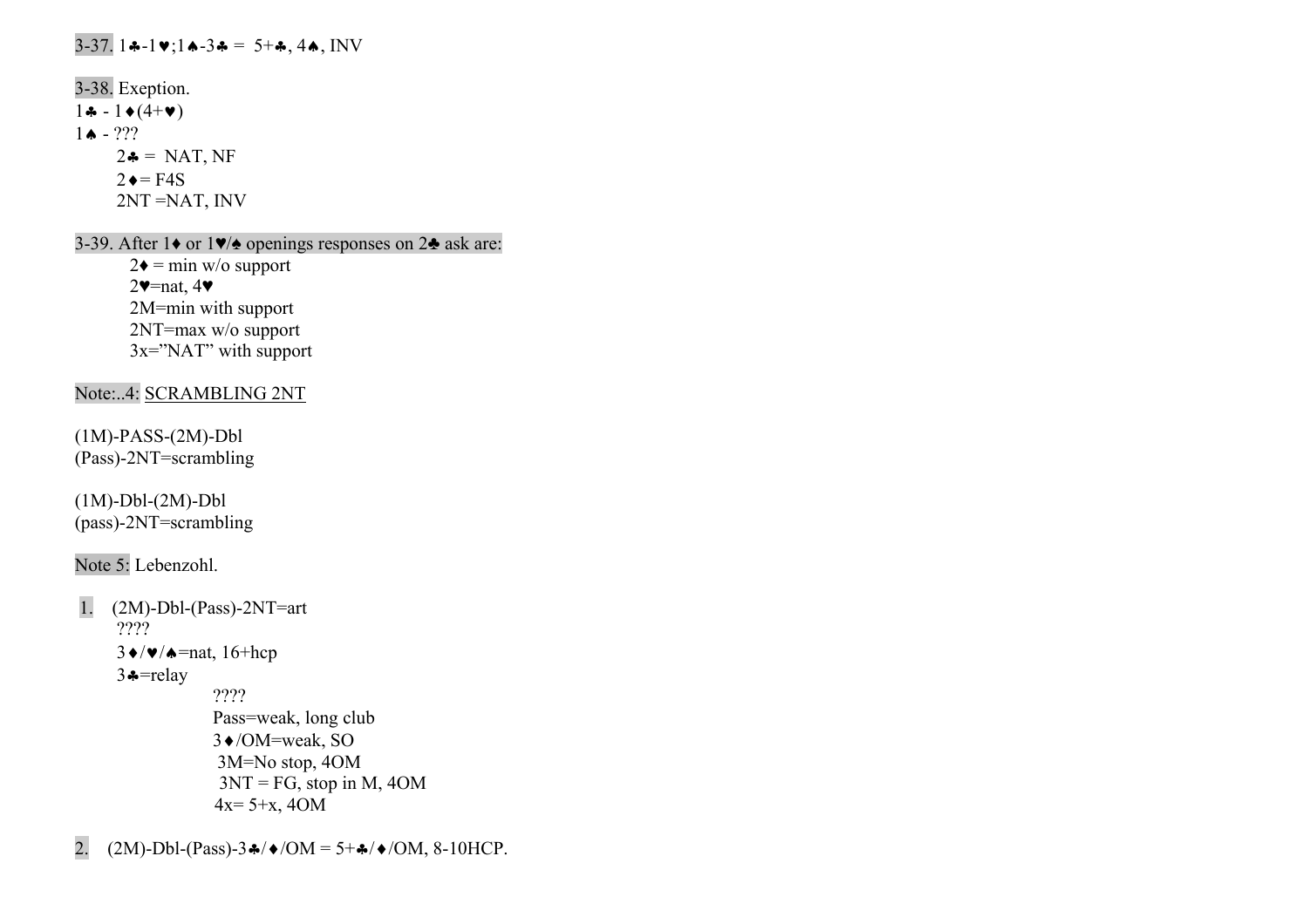3-37. 1♣-1♥;1♠-3♣ = 5+♣, 4♠, INV

3-38. Exeption.

1♣ - 1♦(4+♥)

1♠ - ???

- 2♣ = NAT, NF
- 2♦= F4S
- 2NT =NAT, INV

3-39. After 1♦ or 1♥/♠ openings responses on 2♣ ask are:

- 2♦ = min w/o support
- 2♥=nat, 4♥
- 2M=min with support
- 2NT=max w/o support
- 3x="NAT" with support

Note:..4: SCRAMBLING 2NT

(1M)-PASS-(2M)-Dbl
(Pass)-2NT=scrambling

(1M)-Dbl-(2M)-Dbl
(pass)-2NT=scrambling

Note 5: Lebenzohl.

1. (2M)-Dbl-(Pass)-2NT=art
   - ????
   - 3♦/♥/♠=nat, 16+hcp
   - 3♣=relay
     - ????
     - Pass=weak, long club
     - 3♦/OM=weak, SO
     - 3M=No stop, 4OM
     - 3NT = FG, stop in M, 4OM
     - 4x= 5+x, 4OM

2. (2M)-Dbl-(Pass)-3♣/♦/OM = 5+♣/♦/OM, 8-10HCP.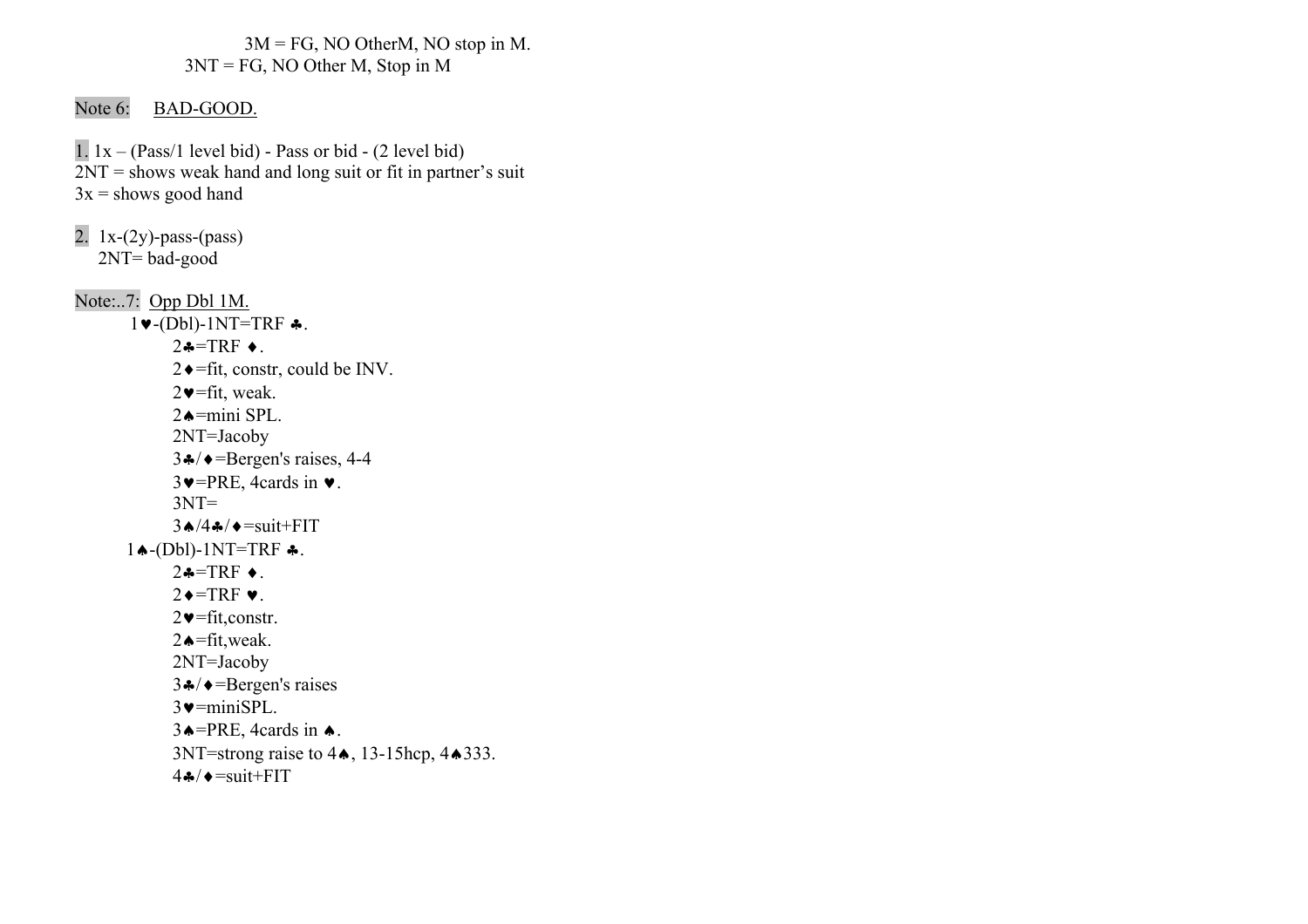3M = FG, NO OtherM, NO stop in M.
3NT = FG, NO Other M, Stop in M

Note 6: BAD-GOOD.

1. 1x – (Pass/1 level bid) - Pass or bid - (2 level bid)
2NT = shows weak hand and long suit or fit in partner's suit
3x = shows good hand

2. 1x-(2y)-pass-(pass)
2NT= bad-good

Note:..7: Opp Dbl 1M.

1♥-(Dbl)-1NT=TRF ♣.
- 2♣=TRF ♦.
- 2♦=fit, constr, could be INV.
- 2♥=fit, weak.
- 2♠=mini SPL.
- 2NT=Jacoby
- 3♣/♦=Bergen's raises, 4-4
- 3♥=PRE, 4cards in ♥.
- 3NT=
- 3♠/4♣/♦=suit+FIT

1♠-(Dbl)-1NT=TRF ♣.
- 2♣=TRF ♦.
- 2♦=TRF ♥.
- 2♥=fit,constr.
- 2♠=fit,weak.
- 2NT=Jacoby
- 3♣/♦=Bergen's raises
- 3♥=miniSPL.
- 3♠=PRE, 4cards in ♠.
- 3NT=strong raise to 4♠, 13-15hcp, 4♠333.
- 4♣/♦=suit+FIT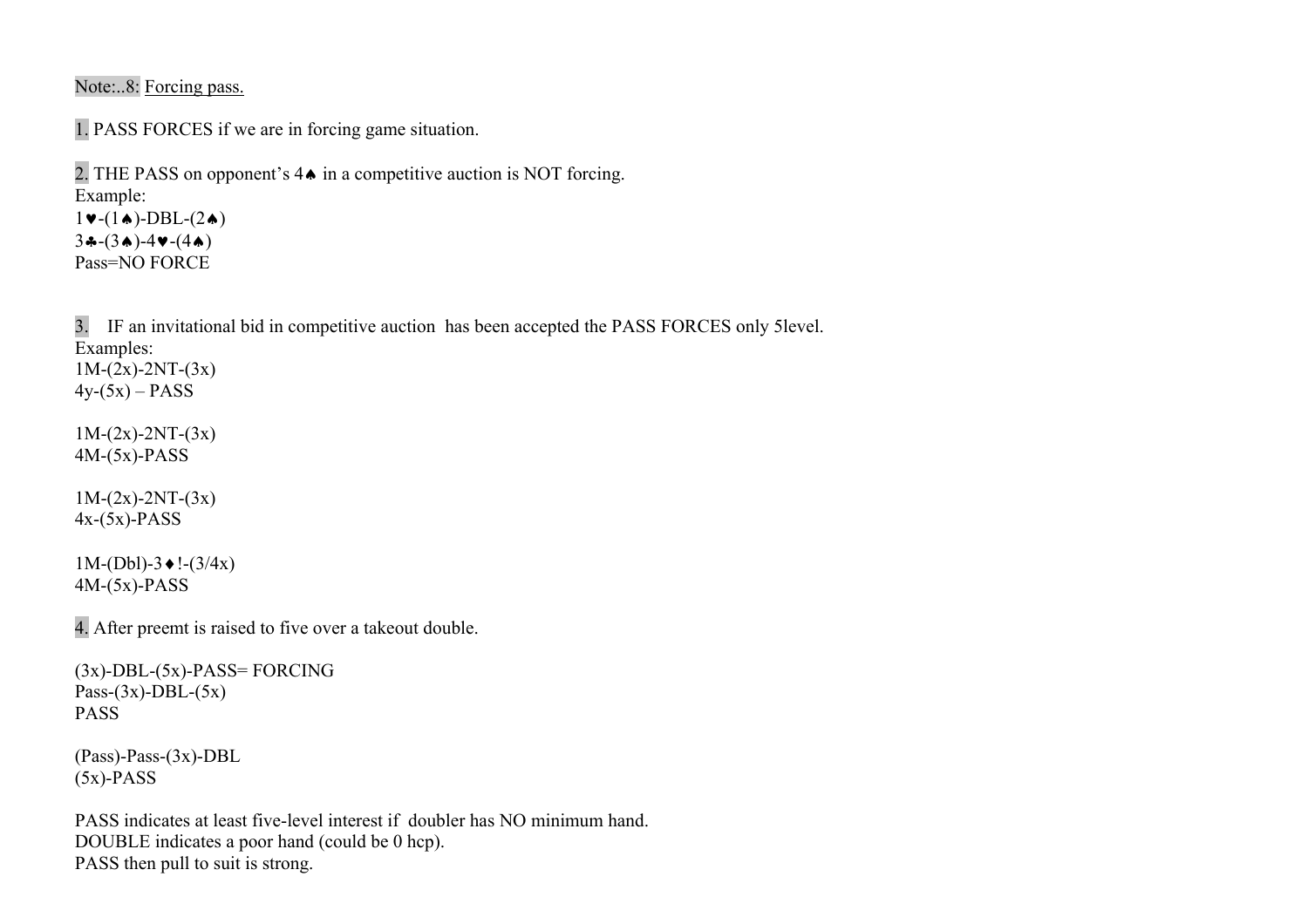Note:..8: Forcing pass.

1. PASS FORCES if we are in forcing game situation.

2. THE PASS on opponent's 4♠ in a competitive auction is NOT forcing.
Example:
1♥-(1♠)-DBL-(2♠)
3♣-(3♠)-4♥-(4♠)
Pass=NO FORCE

3. IF an invitational bid in competitive auction has been accepted the PASS FORCES only 5level.
Examples:
1M-(2x)-2NT-(3x)
4y-(5x) – PASS

1M-(2x)-2NT-(3x)
4M-(5x)-PASS

1M-(2x)-2NT-(3x)
4x-(5x)-PASS

1M-(Dbl)-3♦!-(3/4x)
4M-(5x)-PASS

4. After preemt is raised to five over a takeout double.

(3x)-DBL-(5x)-PASS= FORCING
Pass-(3x)-DBL-(5x)
PASS

(Pass)-Pass-(3x)-DBL
(5x)-PASS

PASS indicates at least five-level interest if doubler has NO minimum hand.
DOUBLE indicates a poor hand (could be 0 hcp).
PASS then pull to suit is strong.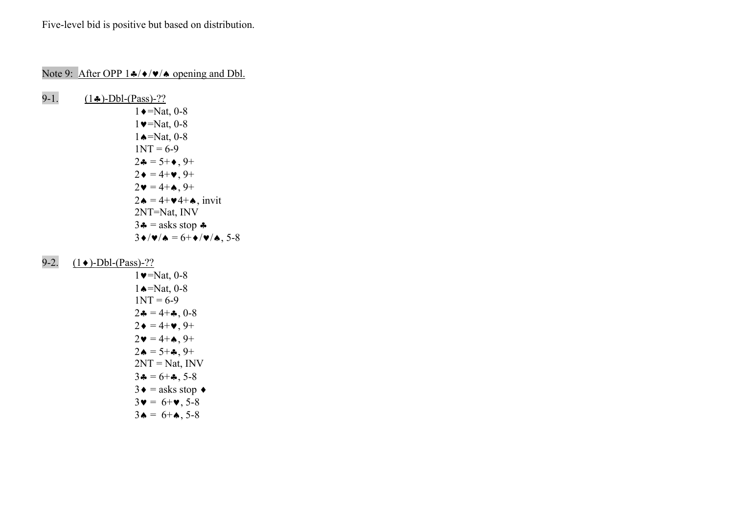Five-level bid is positive but based on distribution.

Note 9: After OPP 1♣/♦/♥/♠ opening and Dbl.

9-1. (1♣)-Dbl-(Pass)-??

1♦=Nat, 0-8
1♥=Nat, 0-8
1♠=Nat, 0-8
1NT = 6-9
2♣ = 5+♦, 9+
2♦ = 4+♥, 9+
2♥ = 4+♠, 9+
2♠ = 4+♥4+♠, invit
2NT=Nat, INV
3♣ = asks stop ♣
3♦/♥/♠ = 6+♦/♥/♠, 5-8

9-2. (1♦)-Dbl-(Pass)-??

1♥=Nat, 0-8
1♠=Nat, 0-8
1NT = 6-9
2♣ = 4+♣, 0-8
2♦ = 4+♥, 9+
2♥ = 4+♠, 9+
2♠ = 5+♣, 9+
2NT = Nat, INV
3♣ = 6+♣, 5-8
3♦ = asks stop ♦
3♥ = 6+♥, 5-8
3♠ = 6+♠, 5-8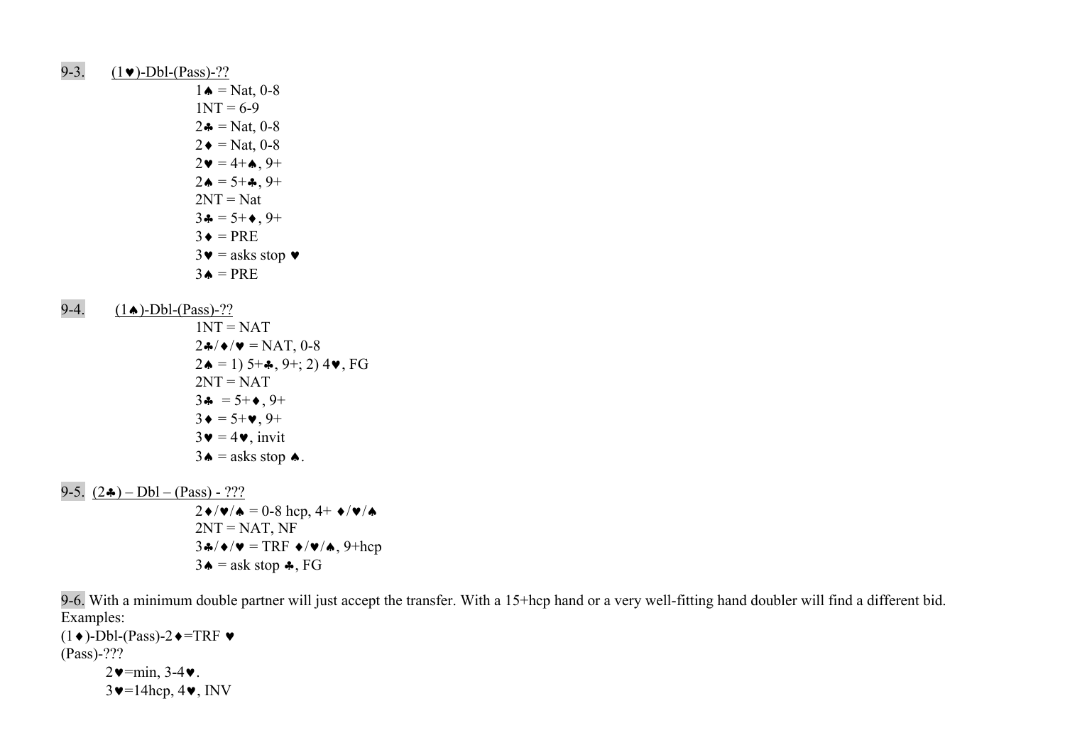9-3. (1♥)-Dbl-(Pass)-??

1♠ = Nat, 0-8
1NT = 6-9
2♣ = Nat, 0-8
2♦ = Nat, 0-8
2♥ = 4+♠, 9+
2♠ = 5+♣, 9+
2NT = Nat
3♣ = 5+♦, 9+
3♦ = PRE
3♥ = asks stop ♥
3♠ = PRE

9-4. (1♠)-Dbl-(Pass)-??

1NT = NAT
2♣/♦/♥ = NAT, 0-8
2♠ = 1) 5+♣, 9+; 2) 4♥, FG
2NT = NAT
3♣ = 5+♦, 9+
3♦ = 5+♥, 9+
3♥ = 4♥, invit
3♠ = asks stop ♠.

9-5. (2♣) – Dbl – (Pass) - ???

2♦/♥/♠ = 0-8 hcp, 4+ ♦/♥/♠
2NT = NAT, NF
3♣/♦/♥ = TRF ♦/♥/♠, 9+hcp
3♠ = ask stop ♣, FG

9-6. With a minimum double partner will just accept the transfer. With a 15+hcp hand or a very well-fitting hand doubler will find a different bid.
Examples:
(1♦)-Dbl-(Pass)-2♦=TRF ♥
(Pass)-???

2♥=min, 3-4♥.
3♥=14hcp, 4♥, INV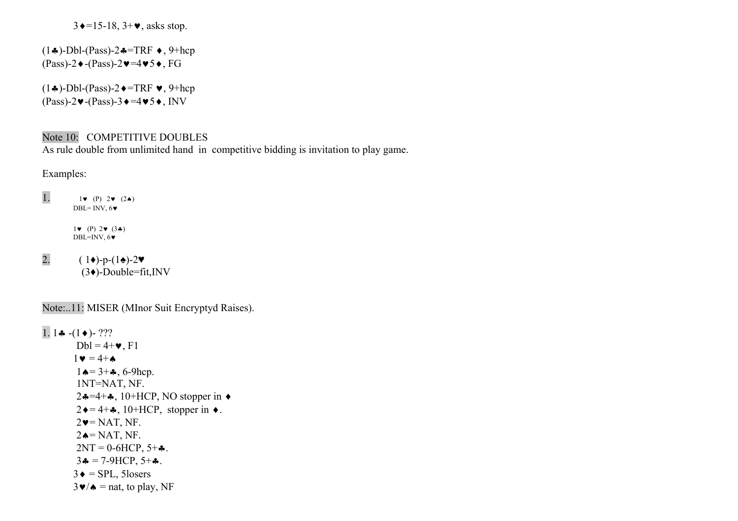3♦=15-18, 3+♥, asks stop.

(1♣)-Dbl-(Pass)-2♣=TRF ♦, 9+hcp
(Pass)-2♦-(Pass)-2♥=4♥5♦, FG

(1♣)-Dbl-(Pass)-2♦=TRF ♥, 9+hcp
(Pass)-2♥-(Pass)-3♦=4♥5♦, INV

Note 10: COMPETITIVE DOUBLES
As rule double from unlimited hand in competitive bidding is invitation to play game.

Examples:

1. 1♥ (P) 2♥ (2♠)
DBL= INV, 6♥

1♥ (P) 2♥ (3♣)
DBL=INV, 6♥

2. ( 1♦)-p-(1♠)-2♥
(3♦)-Double=fit,INV

Note:..11: MISER (MInor Suit Encryptyd Raises).

1. 1♣ -(1♦)- ???
- Dbl = 4+♥, F1
- 1♥ = 4+♠
- 1♠= 3+♣, 6-9hcp.
- 1NT=NAT, NF.
- 2♣=4+♣, 10+HCP, NO stopper in ♦
- 2♦= 4+♣, 10+HCP, stopper in ♦.
- 2♥= NAT, NF.
- 2♠= NAT, NF.
- 2NT = 0-6HCP, 5+♣.
- 3♣ = 7-9HCP, 5+♣.
- 3♦ = SPL, 5losers
- 3♥/♠ = nat, to play, NF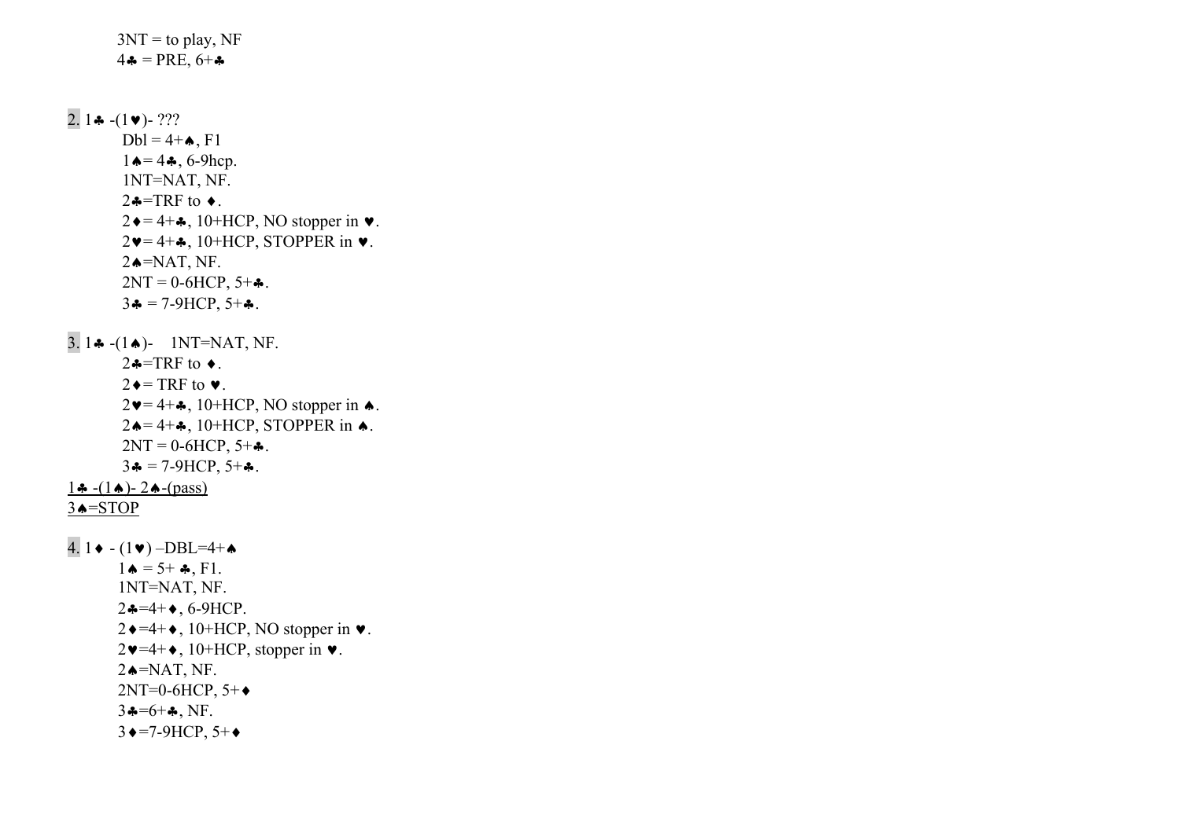3NT = to play, NF
4♣ = PRE, 6+♣

2. 1♣ -(1♥)- ???
Dbl = 4+♠, F1
1♠= 4♣, 6-9hcp.
1NT=NAT, NF.
2♣=TRF to ♦.
2♦= 4+♣, 10+HCP, NO stopper in ♥.
2♥= 4+♣, 10+HCP, STOPPER in ♥.
2♠=NAT, NF.
2NT = 0-6HCP, 5+♣.
3♣ = 7-9HCP, 5+♣.

3. 1♣ -(1♠)- 1NT=NAT, NF.
2♣=TRF to ♦.
2♦= TRF to ♥.
2♥= 4+♣, 10+HCP, NO stopper in ♠.
2♠= 4+♣, 10+HCP, STOPPER in ♠.
2NT = 0-6HCP, 5+♣.
3♣ = 7-9HCP, 5+♣.

<u>1♣ -(1♠)- 2♠-(pass)</u>
<u>3♠=STOP</u>

4. 1♦ - (1♥) –DBL=4+♠
1♠ = 5+ ♣, F1.
1NT=NAT, NF.
2♣=4+♦, 6-9HCP.
2♦=4+♦, 10+HCP, NO stopper in ♥.
2♥=4+♦, 10+HCP, stopper in ♥.
2♠=NAT, NF.
2NT=0-6HCP, 5+♦
3♣=6+♣, NF.
3♦=7-9HCP, 5+♦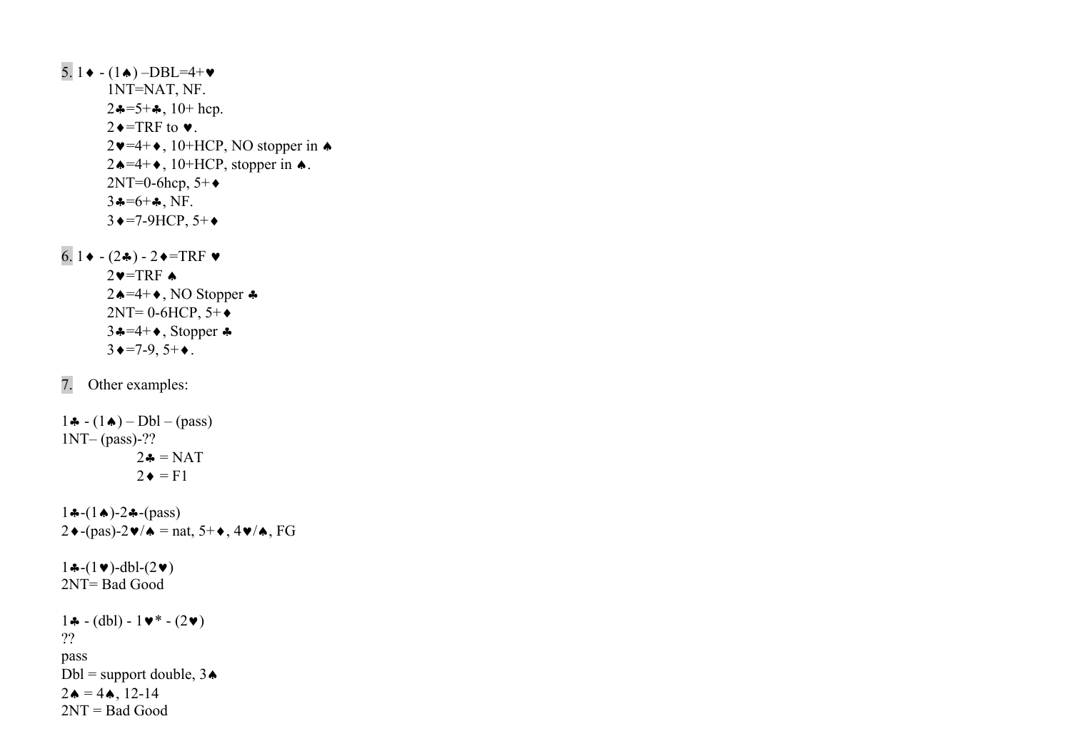5. 1♦ - (1♠) –DBL=4+♥

    1NT=NAT, NF.

    2♣=5+♣, 10+ hcp.

    2♦=TRF to ♥.

    2♥=4+♦, 10+HCP, NO stopper in ♠

    2♠=4+♦, 10+HCP, stopper in ♠.

    2NT=0-6hcp, 5+♦

    3♣=6+♣, NF.

    3♦=7-9HCP, 5+♦

6. 1♦ - (2♣) - 2♦=TRF ♥

    2♥=TRF ♠

    2♠=4+♦, NO Stopper ♣

    2NT= 0-6HCP, 5+♦

    3♣=4+♦, Stopper ♣

    3♦=7-9, 5+♦.

7. Other examples:

1♣ - (1♠) – Dbl – (pass)
1NT– (pass)-??

    2♣ = NAT

    2♦ = F1

1♣-(1♠)-2♣-(pass)
2♦-(pas)-2♥/♠ = nat, 5+♦, 4♥/♠, FG

1♣-(1♥)-dbl-(2♥)
2NT= Bad Good

1♣ - (dbl) - 1♥* - (2♥)
??
pass
Dbl = support double, 3♠
2♠ = 4♠, 12-14
2NT = Bad Good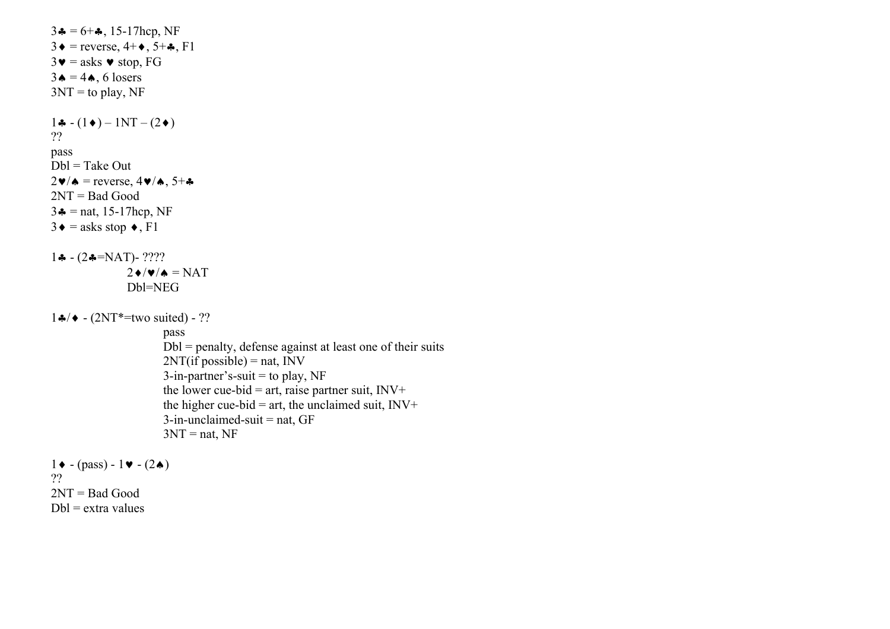3♣ = 6+♣, 15-17hcp, NF
3♦ = reverse, 4+♦, 5+♣, F1
3♥ = asks ♥ stop, FG
3♠ = 4♠, 6 losers
3NT = to play, NF

1♣ - (1♦) – 1NT – (2♦)
??
pass
Dbl = Take Out
2♥/♠ = reverse, 4♥/♠, 5+♣
2NT = Bad Good
3♣ = nat, 15-17hcp, NF
3♦ = asks stop ♦, F1

1♣ - (2♣=NAT)- ????
2♦/♥/♠ = NAT
Dbl=NEG

1♣/♦ - (2NT*=two suited) - ??
pass
Dbl = penalty, defense against at least one of their suits
2NT(if possible) = nat, INV
3-in-partner's-suit = to play, NF
the lower cue-bid = art, raise partner suit, INV+
the higher cue-bid = art, the unclaimed suit, INV+
3-in-unclaimed-suit = nat, GF
3NT = nat, NF

1♦ - (pass) - 1♥ - (2♠)
??
2NT = Bad Good
Dbl = extra values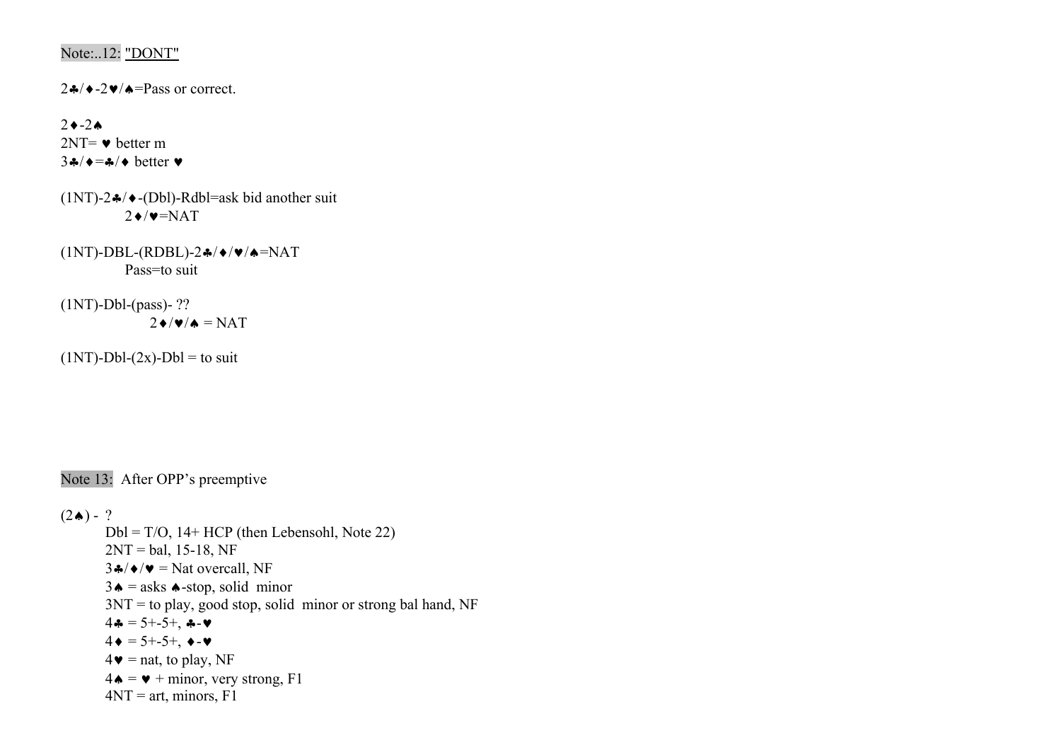Note:..12: "DONT"

2♣/♦-2♥/♠=Pass or correct.

2♦-2♠
2NT= ♥ better m
3♣/♦=♣/♦ better ♥

(1NT)-2♣/♦-(Dbl)-Rdbl=ask bid another suit
2♦/♥=NAT

(1NT)-DBL-(RDBL)-2♣/♦/♥/♠=NAT
Pass=to suit

(1NT)-Dbl-(pass)- ??
2♦/♥/♠ = NAT

(1NT)-Dbl-(2x)-Dbl = to suit

Note 13: After OPP's preemptive

(2♠) - ?

- Dbl = T/O, 14+ HCP (then Lebensohl, Note 22)
- 2NT = bal, 15-18, NF
- 3♣/♦/♥ = Nat overcall, NF
- 3♠ = asks ♠-stop, solid minor
- 3NT = to play, good stop, solid minor or strong bal hand, NF
- 4♣ = 5+-5+, ♣-♥
- 4♦ = 5+-5+, ♦-♥
- 4♥ = nat, to play, NF
- 4♠ = ♥ + minor, very strong, F1
- 4NT = art, minors, F1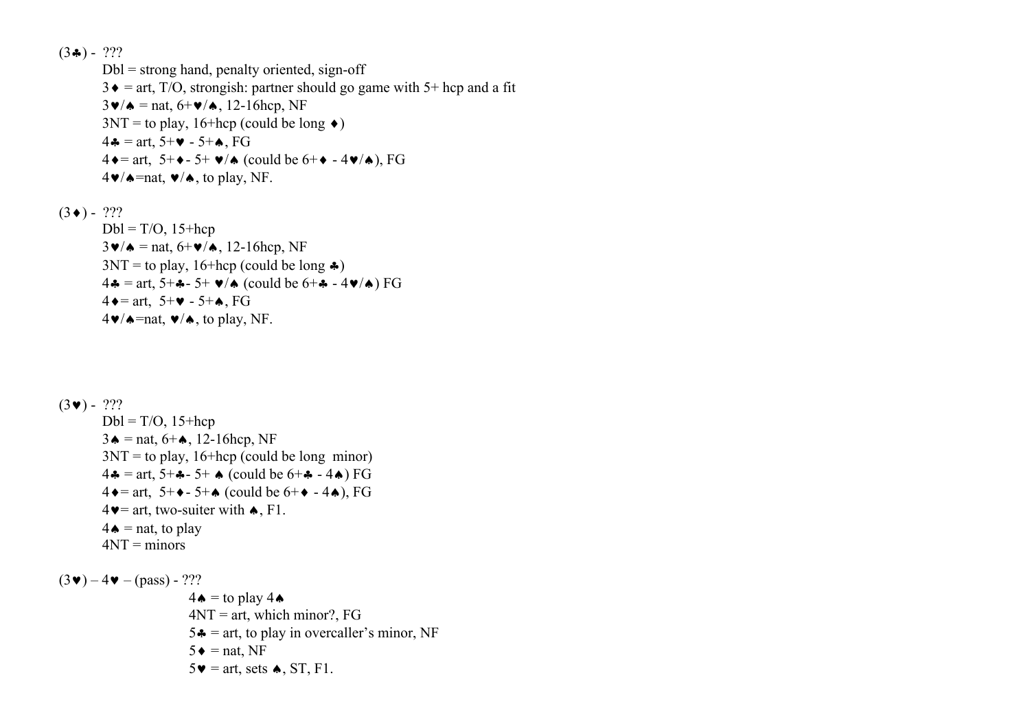(3♣) - ???

Dbl = strong hand, penalty oriented, sign-off
3♦ = art, T/O, strongish: partner should go game with 5+ hcp and a fit
3♥/♠ = nat, 6+♥/♠, 12-16hcp, NF
3NT = to play, 16+hcp (could be long ♦)
4♣ = art, 5+♥ - 5+♠, FG
4♦= art, 5+♦- 5+ ♥/♠ (could be 6+♦ - 4♥/♠), FG
4♥/♠=nat, ♥/♠, to play, NF.

(3♦) - ???

Dbl = T/O, 15+hcp
3♥/♠ = nat, 6+♥/♠, 12-16hcp, NF
3NT = to play, 16+hcp (could be long ♣)
4♣ = art, 5+♣- 5+ ♥/♠ (could be 6+♣ - 4♥/♠) FG
4♦= art, 5+♥ - 5+♠, FG
4♥/♠=nat, ♥/♠, to play, NF.

(3♥) - ???

Dbl = T/O, 15+hcp
3♠ = nat, 6+♠, 12-16hcp, NF
3NT = to play, 16+hcp (could be long minor)
4♣ = art, 5+♣- 5+ ♠ (could be 6+♣ - 4♠) FG
4♦= art, 5+♦- 5+♠ (could be 6+♦ - 4♠), FG
4♥= art, two-suiter with ♠, F1.
4♠ = nat, to play
4NT = minors

(3♥) – 4♥ – (pass) - ???

4♠ = to play 4♠
4NT = art, which minor?, FG
5♣ = art, to play in overcaller's minor, NF
5♦ = nat, NF
5♥ = art, sets ♠, ST, F1.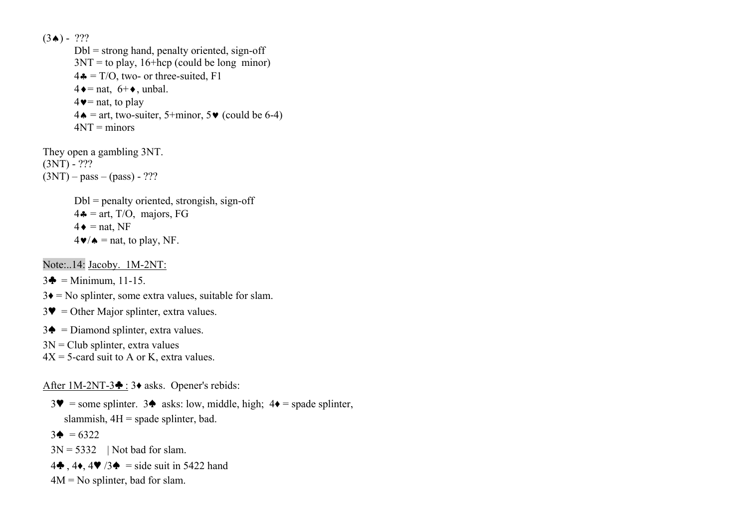(3♠) - ???

Dbl = strong hand, penalty oriented, sign-off
3NT = to play, 16+hcp (could be long minor)
4♣ = T/O, two- or three-suited, F1
4♦= nat, 6+♦, unbal.
4♥= nat, to play
4♠ = art, two-suiter, 5+minor, 5♥ (could be 6-4)
4NT = minors

They open a gambling 3NT.
(3NT) - ???
(3NT) – pass – (pass) - ???

Dbl = penalty oriented, strongish, sign-off
4♣ = art, T/O, majors, FG
4♦ = nat, NF
4♥/♠ = nat, to play, NF.

Note:..14: Jacoby. 1M-2NT:

3♣ = Minimum, 11-15.

3♦ = No splinter, some extra values, suitable for slam.

3♥ = Other Major splinter, extra values.

3♠ = Diamond splinter, extra values.

3N = Club splinter, extra values
4X = 5-card suit to A or K, extra values.

After 1M-2NT-3♣ : 3♦ asks. Opener's rebids:

3♥ = some splinter. 3♠ asks: low, middle, high; 4♦ = spade splinter, slammish, 4H = spade splinter, bad.

3♠ = 6322

3N = 5332 | Not bad for slam.

4♣ , 4♦, 4♥ /3♠ = side suit in 5422 hand

4M = No splinter, bad for slam.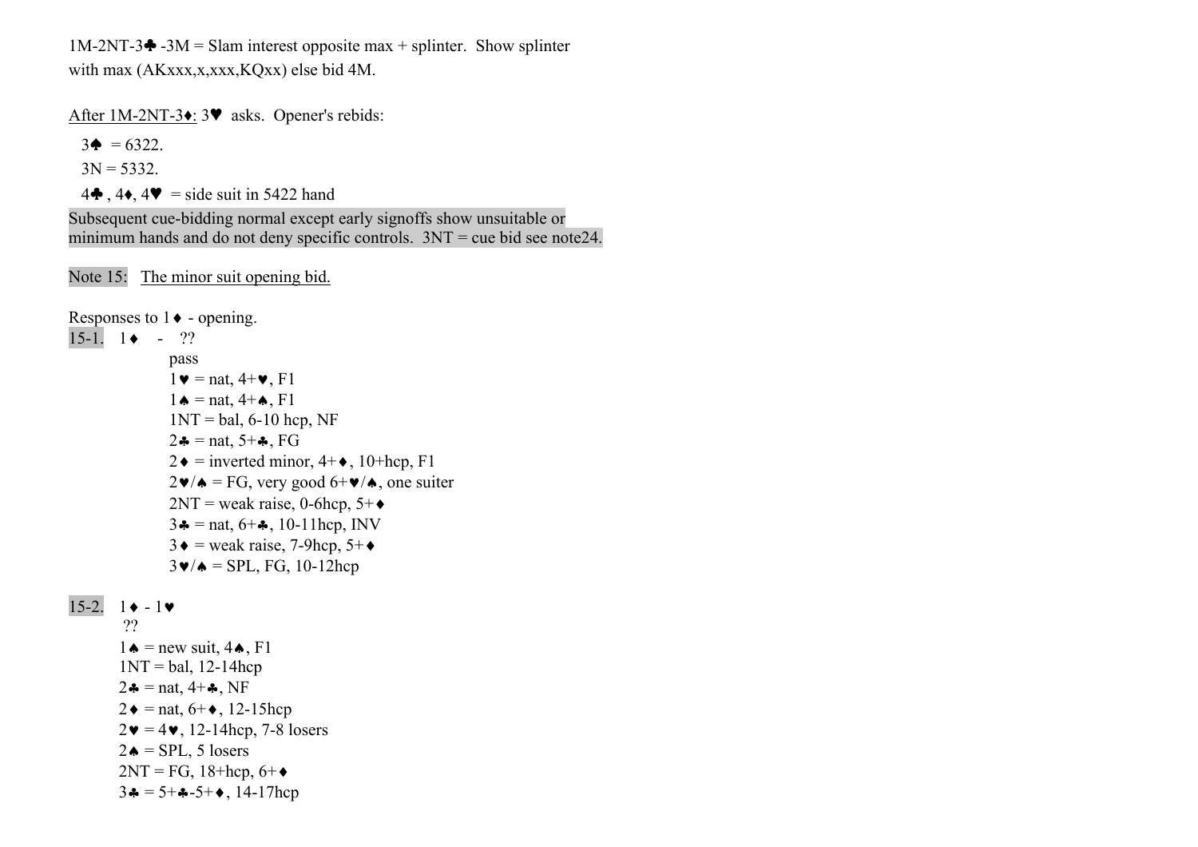1M-2NT-3♣ -3M = Slam interest opposite max + splinter. Show splinter with max (AKxxx,x,xxx,KQxx) else bid 4M.

After 1M-2NT-3♦: 3♥ asks. Opener's rebids:

- 3♠ = 6322.
- 3N = 5332.
- 4♣ , 4♦, 4♥ = side suit in 5422 hand

Subsequent cue-bidding normal except early signoffs show unsuitable or minimum hands and do not deny specific controls. 3NT = cue bid see note24.

Note 15: The minor suit opening bid.

Responses to 1♦ - opening.

15-1. 1♦ - ??

- pass
- 1♥ = nat, 4+♥, F1
- 1♠ = nat, 4+♠, F1
- 1NT = bal, 6-10 hcp, NF
- 2♣ = nat, 5+♣, FG
- 2♦ = inverted minor, 4+♦, 10+hcp, F1
- 2♥/♠ = FG, very good 6+♥/♠, one suiter
- 2NT = weak raise, 0-6hcp, 5+♦
- 3♣ = nat, 6+♣, 10-11hcp, INV
- 3♦ = weak raise, 7-9hcp, 5+♦
- 3♥/♠ = SPL, FG, 10-12hcp

15-2. 1♦ - 1♥

??

- 1♠ = new suit, 4♠, F1
- 1NT = bal, 12-14hcp
- 2♣ = nat, 4+♣, NF
- 2♦ = nat, 6+♦, 12-15hcp
- 2♥ = 4♥, 12-14hcp, 7-8 losers
- 2♠ = SPL, 5 losers
- 2NT = FG, 18+hcp, 6+♦
- 3♣ = 5+♣-5+♦, 14-17hcp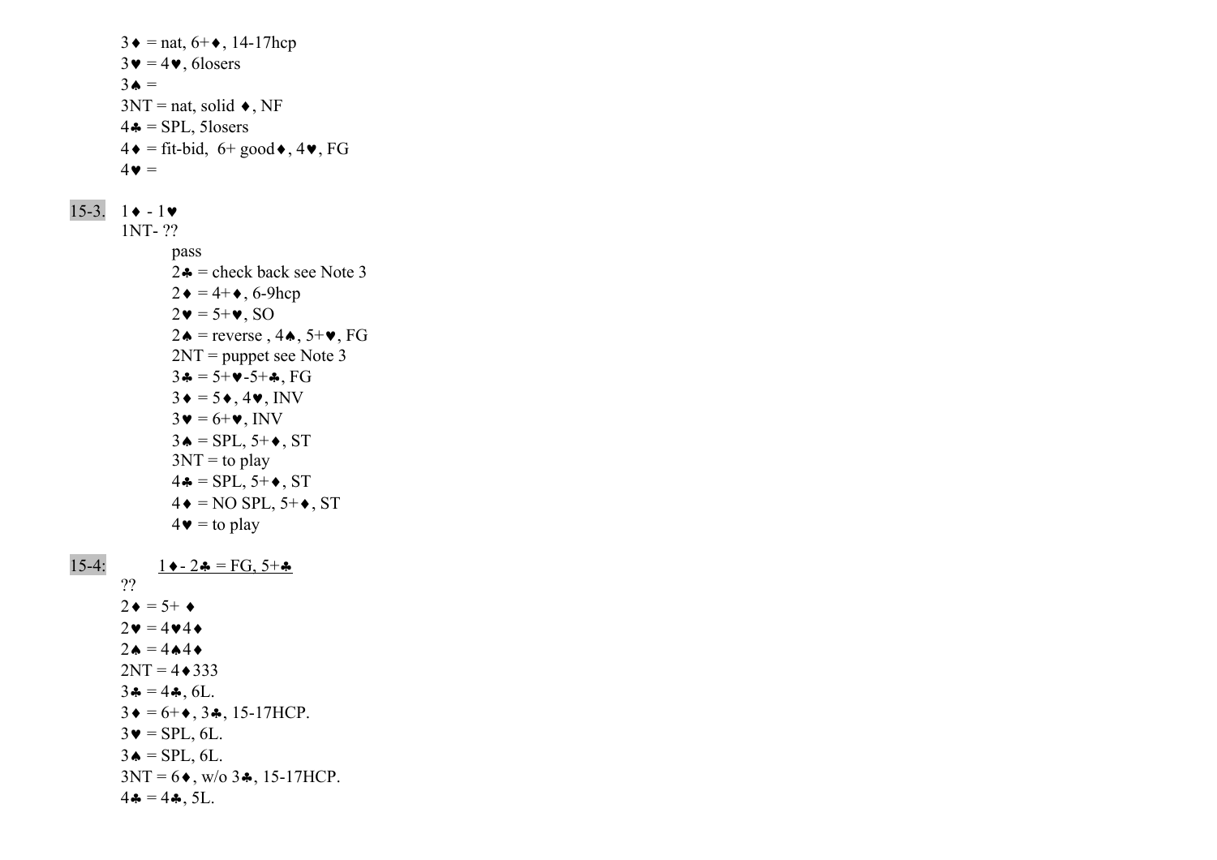3♦ = nat, 6+♦, 14-17hcp
3♥ = 4♥, 6losers
3♠ =
3NT = nat, solid ♦, NF
4♣ = SPL, 5losers
4♦ = fit-bid, 6+ good♦, 4♥, FG
4♥ =

15-3. 1♦ - 1♥
1NT- ??

- pass
- 2♣ = check back see Note 3
- 2♦ = 4+♦, 6-9hcp
- 2♥ = 5+♥, SO
- 2♠ = reverse , 4♠, 5+♥, FG
- 2NT = puppet see Note 3
- 3♣ = 5+♥-5+♣, FG
- 3♦ = 5♦, 4♥, INV
- 3♥ = 6+♥, INV
- 3♠ = SPL, 5+♦, ST
- 3NT = to play
- 4♣ = SPL, 5+♦, ST
- 4♦ = NO SPL, 5+♦, ST
- 4♥ = to play

15-4: <u>1♦ - 2♣ = FG, 5+♣</u>
??
2♦ = 5+ ♦
2♥ = 4♥4♦
2♠ = 4♠4♦
2NT = 4♦333
3♣ = 4♣, 6L.
3♦ = 6+♦, 3♣, 15-17HCP.
3♥ = SPL, 6L.
3♠ = SPL, 6L.
3NT = 6♦, w/o 3♣, 15-17HCP.
4♣ = 4♣, 5L.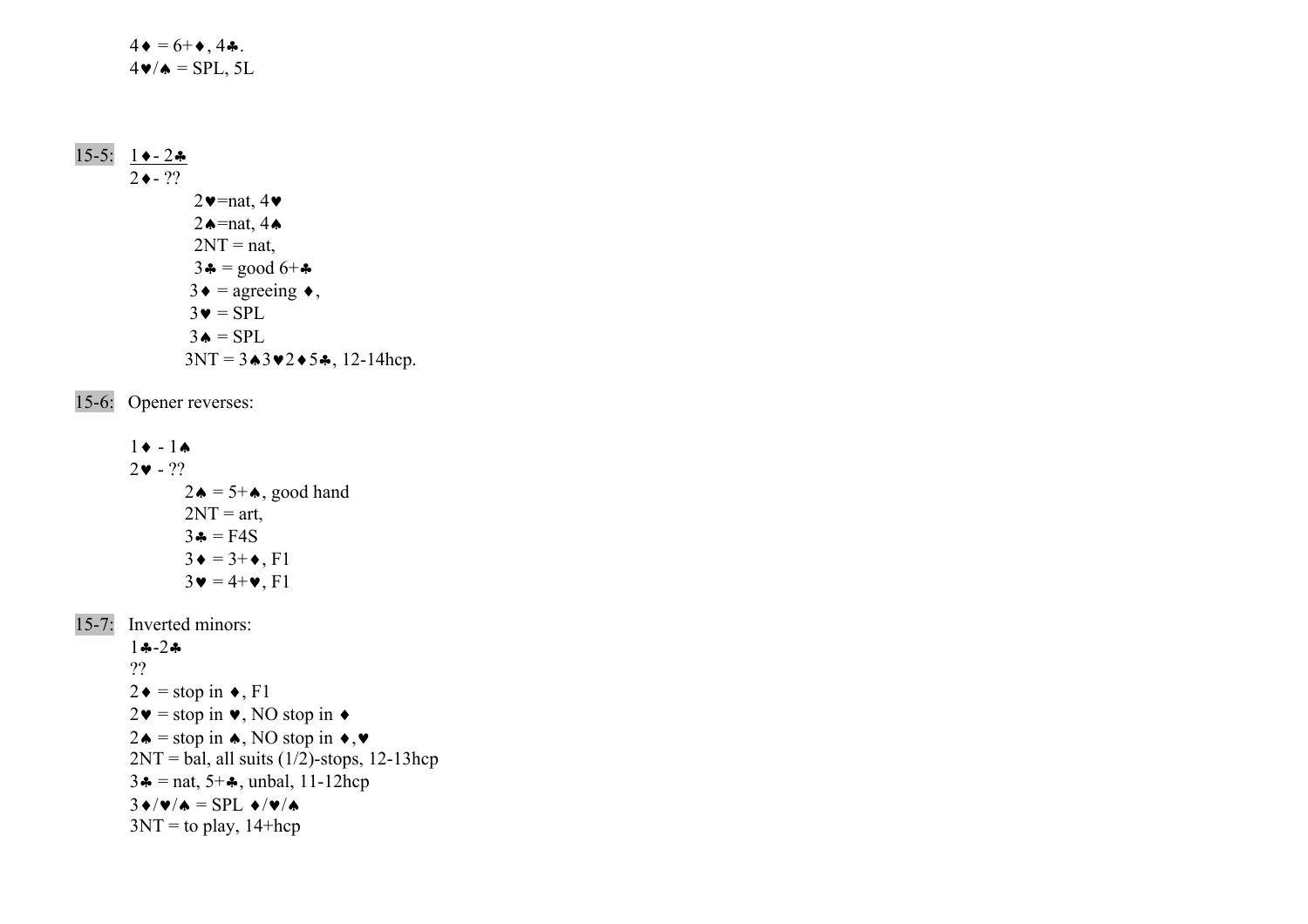4♦ = 6+♦, 4♣.
4♥/♠ = SPL, 5L

15-5: <u>1♦- 2♣</u>
2♦- ??

- 2♥=nat, 4♥
- 2♠=nat, 4♠
- 2NT = nat,
- 3♣ = good 6+♣
- 3♦ = agreeing ♦,
- 3♥ = SPL
- 3♠ = SPL
- 3NT = 3♠3♥2♦5♣, 12-14hcp.

15-6: Opener reverses:

1♦ - 1♠
2♥ - ??

- 2♠ = 5+♠, good hand
- 2NT = art,
- 3♣ = F4S
- 3♦ = 3+♦, F1
- 3♥ = 4+♥, F1

15-7: Inverted minors:
1♣-2♣
??
2♦ = stop in ♦, F1
2♥ = stop in ♥, NO stop in ♦
2♠ = stop in ♠, NO stop in ♦,♥
2NT = bal, all suits (1/2)-stops, 12-13hcp
3♣ = nat, 5+♣, unbal, 11-12hcp
3♦/♥/♠ = SPL ♦/♥/♠
3NT = to play, 14+hcp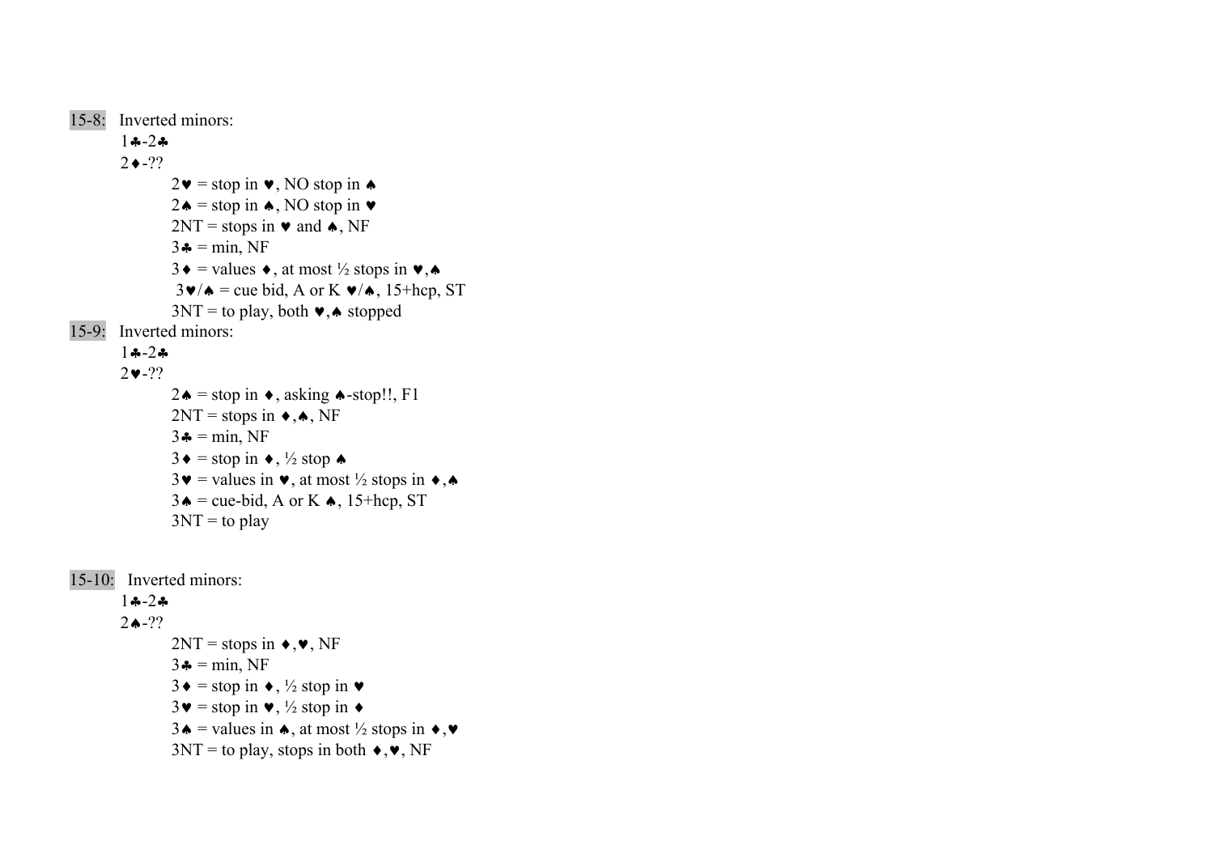15-8: Inverted minors:

1♣-2♣
2♦-??

- 2♥ = stop in ♥, NO stop in ♠
- 2♠ = stop in ♠, NO stop in ♥
- 2NT = stops in ♥ and ♠, NF
- 3♣ = min, NF
- 3♦ = values ♦, at most ½ stops in ♥,♠
- 3♥/♠ = cue bid, A or K ♥/♠, 15+hcp, ST
- 3NT = to play, both ♥,♠ stopped

15-9: Inverted minors:

1♣-2♣
2♥-??

- 2♠ = stop in ♦, asking ♠-stop!!, F1
- 2NT = stops in ♦,♠, NF
- 3♣ = min, NF
- 3♦ = stop in ♦, ½ stop ♠
- 3♥ = values in ♥, at most ½ stops in ♦,♠
- 3♠ = cue-bid, A or K ♠, 15+hcp, ST
- 3NT = to play

15-10: Inverted minors:

1♣-2♣
2♠-??

- 2NT = stops in ♦,♥, NF
- 3♣ = min, NF
- 3♦ = stop in ♦, ½ stop in ♥
- 3♥ = stop in ♥, ½ stop in ♦
- 3♠ = values in ♠, at most ½ stops in ♦,♥
- 3NT = to play, stops in both ♦,♥, NF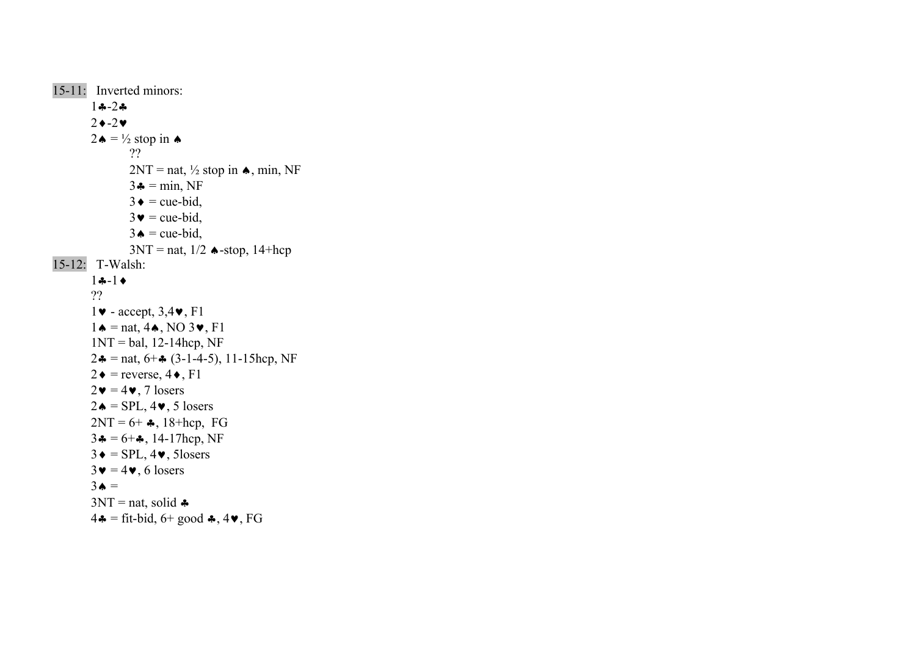15-11: Inverted minors:

- 1♣-2♣
- 2♦-2♥
- 2♠ = ½ stop in ♠
  - ??
  - 2NT = nat, ½ stop in ♠, min, NF
  - 3♣ = min, NF
  - 3♦ = cue-bid,
  - 3♥ = cue-bid,
  - 3♠ = cue-bid,
  - 3NT = nat, 1/2 ♠-stop, 14+hcp

15-12: T-Walsh:

- 1♣-1♦
- ??
- 1♥ - accept, 3,4♥, F1
- 1♠ = nat, 4♠, NO 3♥, F1
- 1NT = bal, 12-14hcp, NF
- 2♣ = nat, 6+♣ (3-1-4-5), 11-15hcp, NF
- 2♦ = reverse, 4♦, F1
- 2♥ = 4♥, 7 losers
- 2♠ = SPL, 4♥, 5 losers
- 2NT = 6+ ♣, 18+hcp, FG
- 3♣ = 6+♣, 14-17hcp, NF
- 3♦ = SPL, 4♥, 5losers
- 3♥ = 4♥, 6 losers
- 3♠ =
- 3NT = nat, solid ♣
- 4♣ = fit-bid, 6+ good ♣, 4♥, FG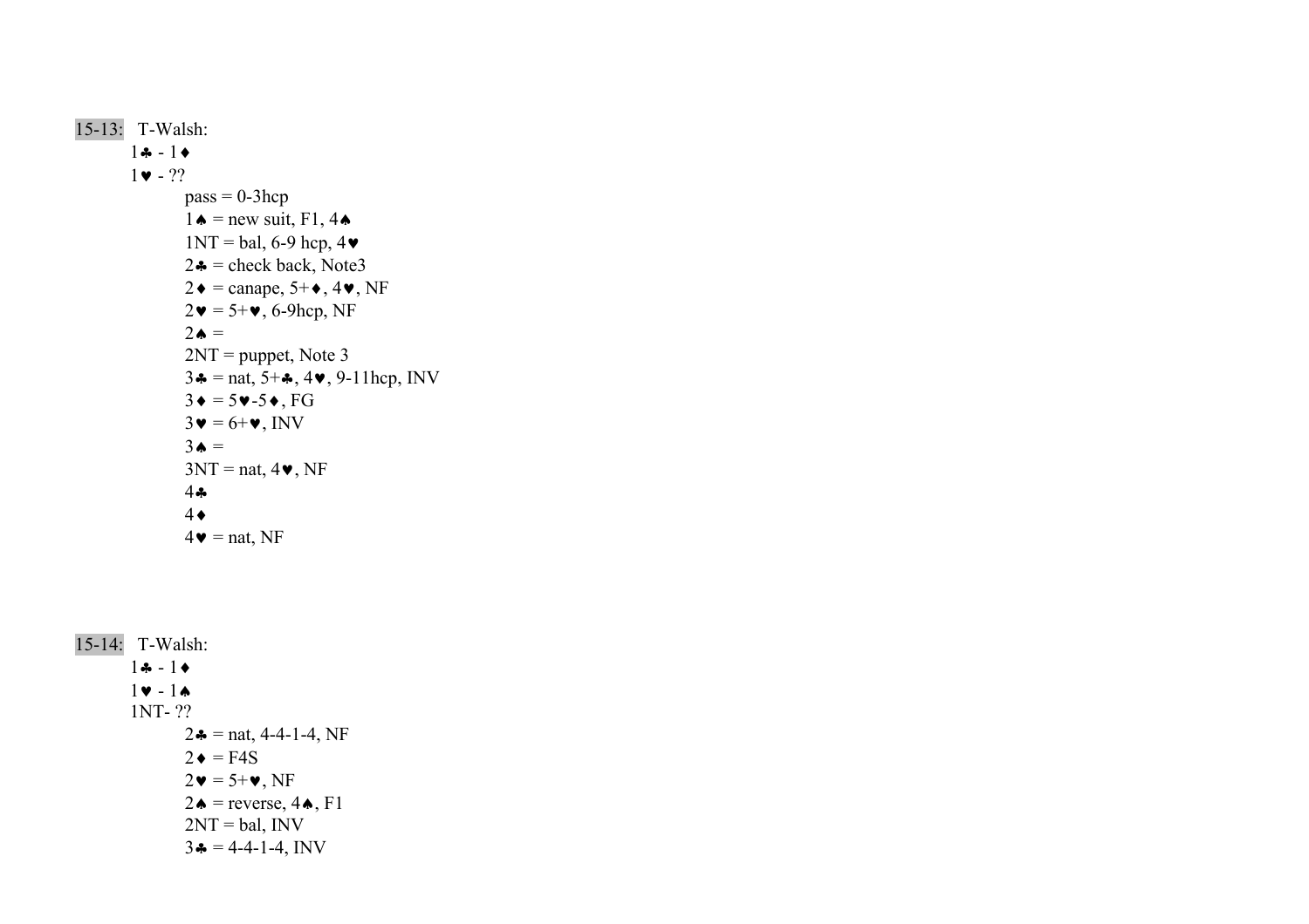15-13: T-Walsh:

1♣ - 1♦
1♥ - ??

- pass = 0-3hcp
- 1♠ = new suit, F1, 4♠
- 1NT = bal, 6-9 hcp, 4♥
- 2♣ = check back, Note3
- 2♦ = canape, 5+♦, 4♥, NF
- 2♥ = 5+♥, 6-9hcp, NF
- 2♠ =
- 2NT = puppet, Note 3
- 3♣ = nat, 5+♣, 4♥, 9-11hcp, INV
- 3♦ = 5♥-5♦, FG
- 3♥ = 6+♥, INV
- 3♠ =
- 3NT = nat, 4♥, NF
- 4♣
- 4♦
- 4♥ = nat, NF

15-14: T-Walsh:

1♣ - 1♦
1♥ - 1♠
1NT- ??

- 2♣ = nat, 4-4-1-4, NF
- 2♦ = F4S
- 2♥ = 5+♥, NF
- 2♠ = reverse, 4♠, F1
- 2NT = bal, INV
- 3♣ = 4-4-1-4, INV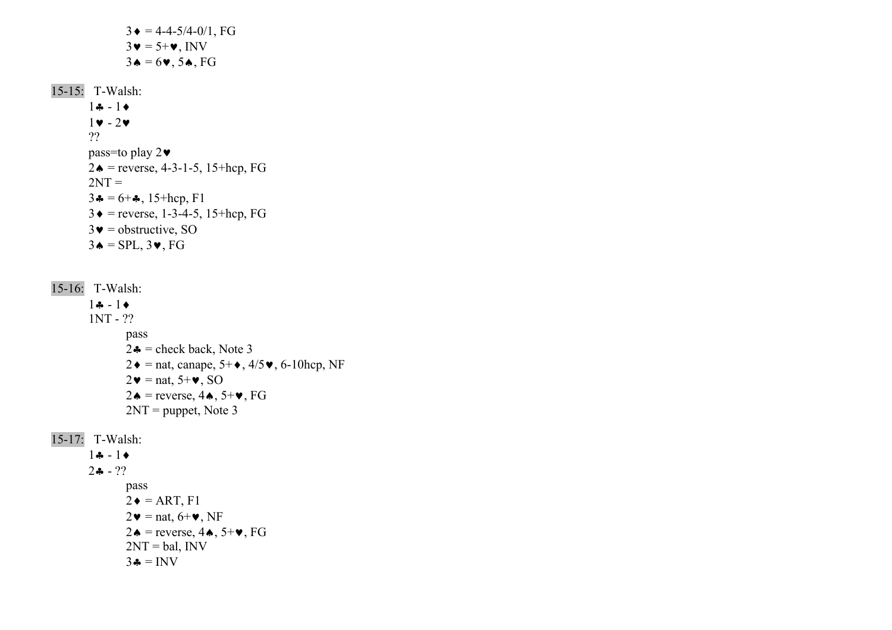3♦ = 4-4-5/4-0/1, FG
3♥ = 5+♥, INV
3♠ = 6♥, 5♠, FG

15-15: T-Walsh:

1♣ - 1♦
1♥ - 2♥
??

pass=to play 2♥
2♠ = reverse, 4-3-1-5, 15+hcp, FG
2NT =
3♣ = 6+♣, 15+hcp, F1
3♦ = reverse, 1-3-4-5, 15+hcp, FG
3♥ = obstructive, SO
3♠ = SPL, 3♥, FG

15-16: T-Walsh:

1♣ - 1♦
1NT - ??

pass
2♣ = check back, Note 3
2♦ = nat, canape, 5+♦, 4/5♥, 6-10hcp, NF
2♥ = nat, 5+♥, SO
2♠ = reverse, 4♠, 5+♥, FG
2NT = puppet, Note 3

15-17: T-Walsh:

1♣ - 1♦
2♣ - ??

pass
2♦ = ART, F1
2♥ = nat, 6+♥, NF
2♠ = reverse, 4♠, 5+♥, FG
2NT = bal, INV
3♣ = INV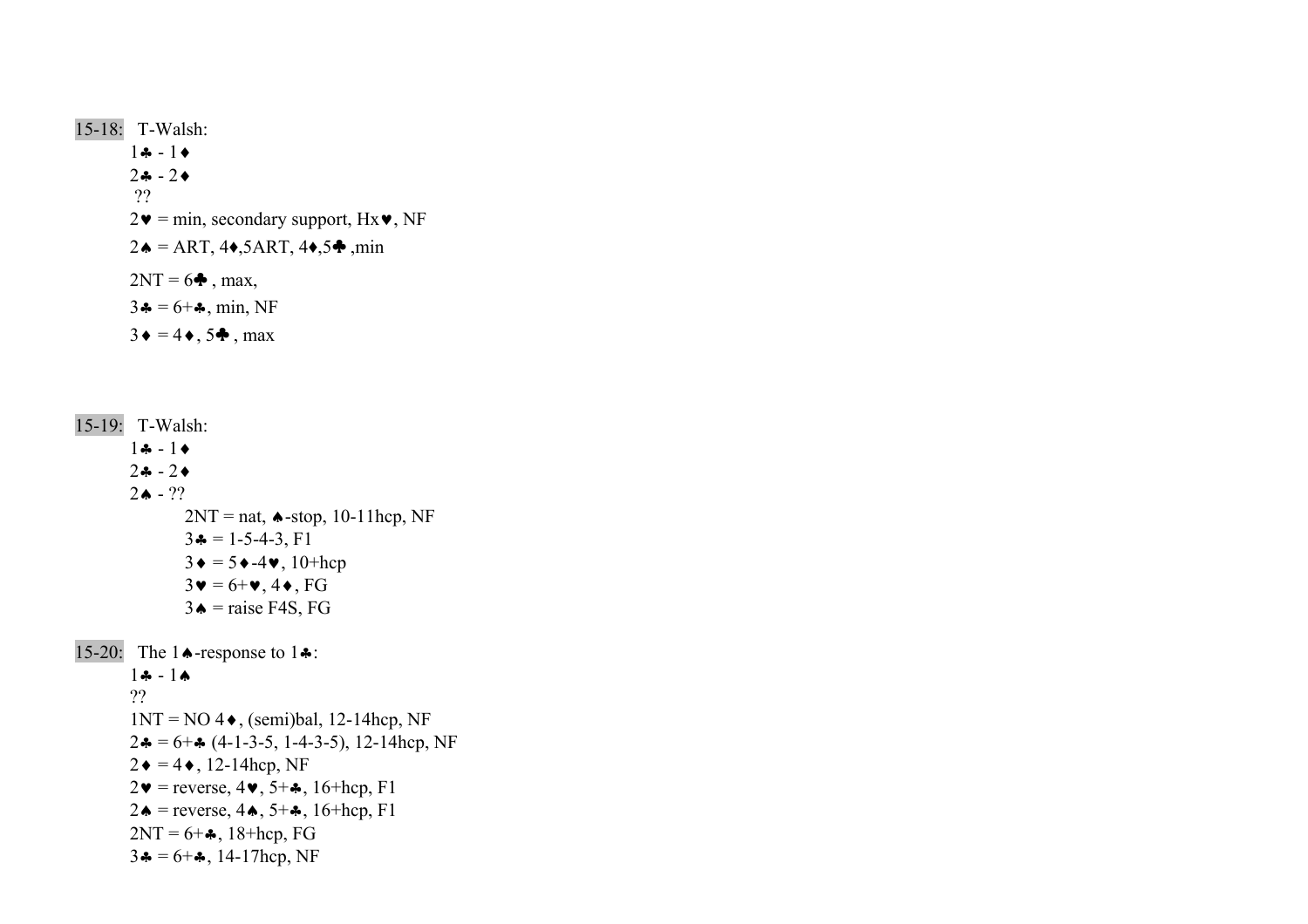15-18: T-Walsh:

1♣ - 1♦
2♣ - 2♦
??

2♥ = min, secondary support, Hx♥, NF

2♠ = ART, 4♦,5ART, 4♦,5♣ ,min

2NT = 6♣ , max,

3♣ = 6+♣, min, NF

3♦ = 4♦, 5♣ , max

15-19: T-Walsh:

1♣ - 1♦
2♣ - 2♦
2♠ - ??

2NT = nat, ♠-stop, 10-11hcp, NF
3♣ = 1-5-4-3, F1
3♦ = 5♦-4♥, 10+hcp
3♥ = 6+♥, 4♦, FG
3♠ = raise F4S, FG

15-20: The 1♠-response to 1♣:

1♣ - 1♠
??

1NT = NO 4♦, (semi)bal, 12-14hcp, NF
2♣ = 6+♣ (4-1-3-5, 1-4-3-5), 12-14hcp, NF
2♦ = 4♦, 12-14hcp, NF
2♥ = reverse, 4♥, 5+♣, 16+hcp, F1
2♠ = reverse, 4♠, 5+♣, 16+hcp, F1
2NT = 6+♣, 18+hcp, FG
3♣ = 6+♣, 14-17hcp, NF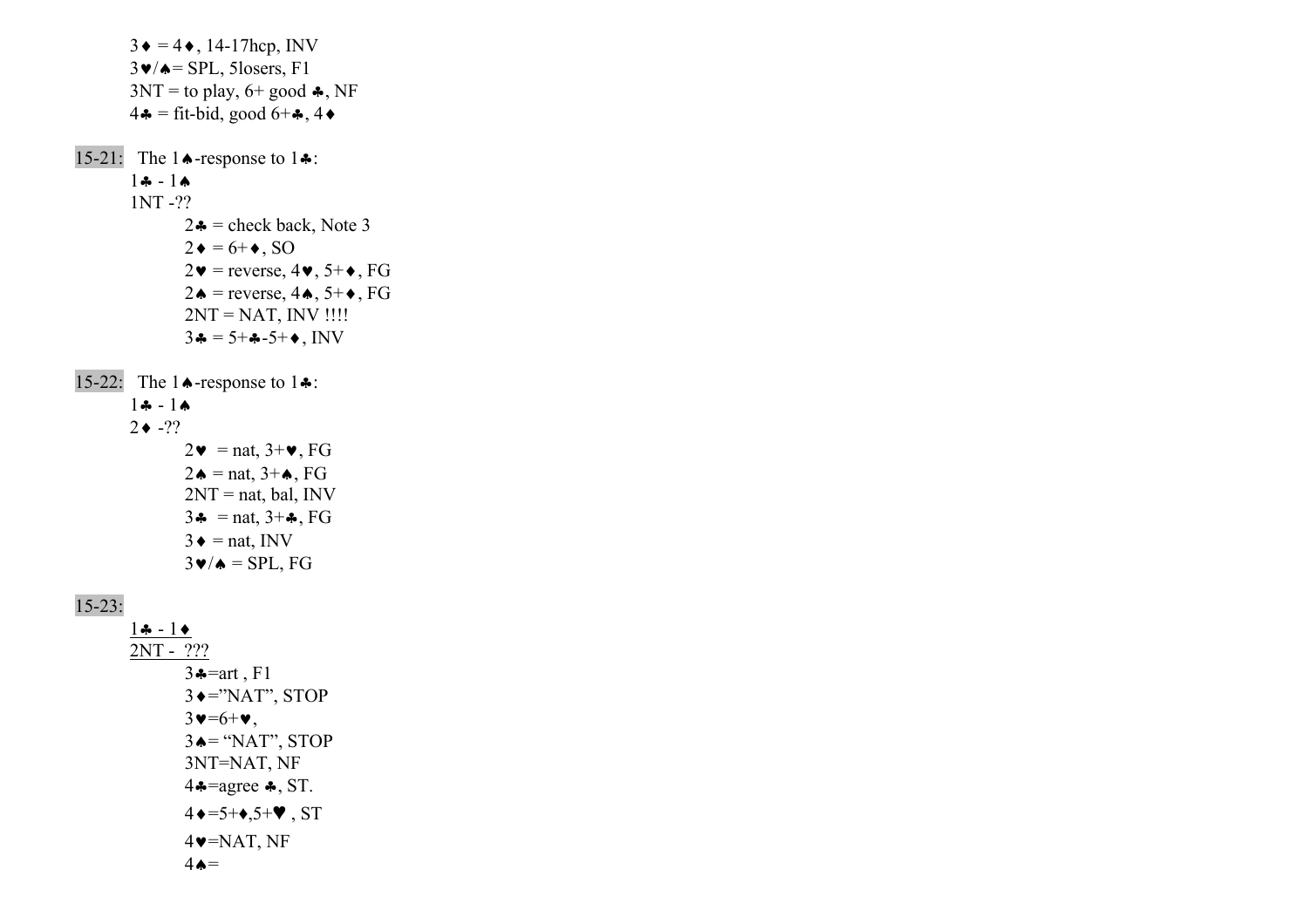3♦ = 4♦, 14-17hcp, INV
3♥/♠= SPL, 5losers, F1
3NT = to play, 6+ good ♣, NF
4♣ = fit-bid, good 6+♣, 4♦

**15-21:** The 1♠-response to 1♣:

1♣ - 1♠
1NT -??

- 2♣ = check back, Note 3
- 2♦ = 6+♦, SO
- 2♥ = reverse, 4♥, 5+♦, FG
- 2♠ = reverse, 4♠, 5+♦, FG
- 2NT = NAT, INV !!!!
- 3♣ = 5+♣-5+♦, INV

**15-22:** The 1♠-response to 1♣:

1♣ - 1♠
2♦ -??

- 2♥ = nat, 3+♥, FG
- 2♠ = nat, 3+♠, FG
- 2NT = nat, bal, INV
- 3♣ = nat, 3+♣, FG
- 3♦ = nat, INV
- 3♥/♠ = SPL, FG

**15-23:**

1♣ - 1♦
2NT - ???

- 3♣=art , F1
- 3♦="NAT", STOP
- 3♥=6+♥,
- 3♠= "NAT", STOP
- 3NT=NAT, NF
- 4♣=agree ♣, ST.
- 4♦=5+♦,5+♥ , ST
- 4♥=NAT, NF
- 4♠=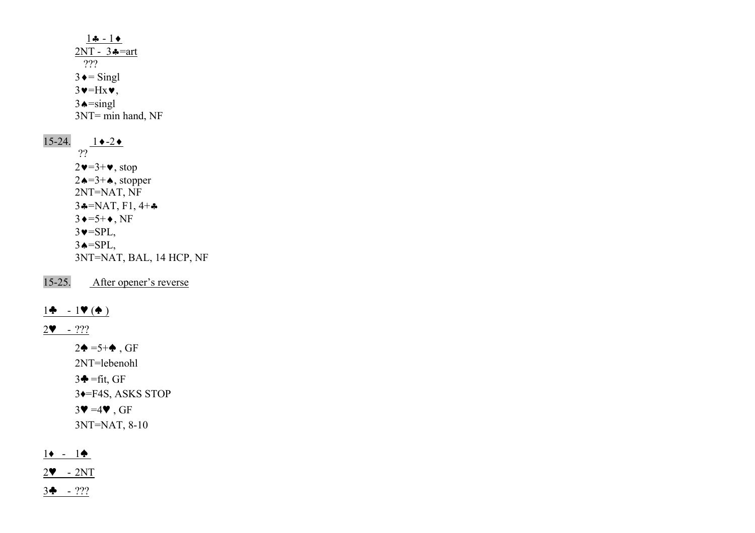1♣ - 1♦

2NT - 3♣=art

???

3♦= Singl

3♥=Hx♥,

3♠=singl

3NT= min hand, NF

15-24. 1♦-2♦

??

2♥=3+♥, stop

2♠=3+♠, stopper

2NT=NAT, NF

3♣=NAT, F1, 4+♣

3♦=5+♦, NF

3♥=SPL,

3♠=SPL,

3NT=NAT, BAL, 14 HCP, NF

15-25. After opener's reverse

1♣ - 1♥ (♠ )

2♥ - ???

2♠ =5+♠ , GF

2NT=lebenohl

3♣ =fit, GF

3♦=F4S, ASKS STOP

3♥ =4♥ , GF

3NT=NAT, 8-10

1♦ - 1♠

2♥ - 2NT

3♣ - ???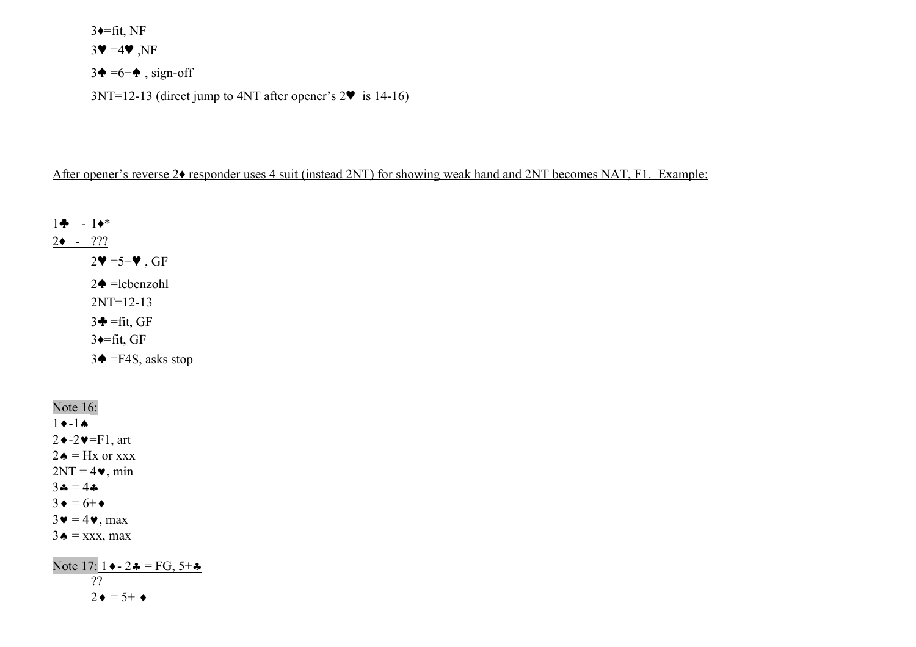3♦=fit, NF

3♥ =4♥ ,NF

3♠ =6+♠ , sign-off

3NT=12-13 (direct jump to 4NT after opener's 2♥  is 14-16)

After opener's reverse 2♦ responder uses 4 suit (instead 2NT) for showing weak hand and 2NT becomes NAT, F1.  Example:

1♣   - 1♦*
2♦  -   ???

2♥ =5+♥ , GF

2♠ =lebenzohl

2NT=12-13

3♣ =fit, GF

3♦=fit, GF

3♠ =F4S, asks stop

Note 16:
1♦-1♠
2♦-2♥=F1, art
2♠ = Hx or xxx
2NT = 4♥, min
3♣ = 4♣
3♦ = 6+♦
3♥ = 4♥, max
3♠ = xxx, max

Note 17: 1♦- 2♣ = FG, 5+♣
??
2♦ = 5+ ♦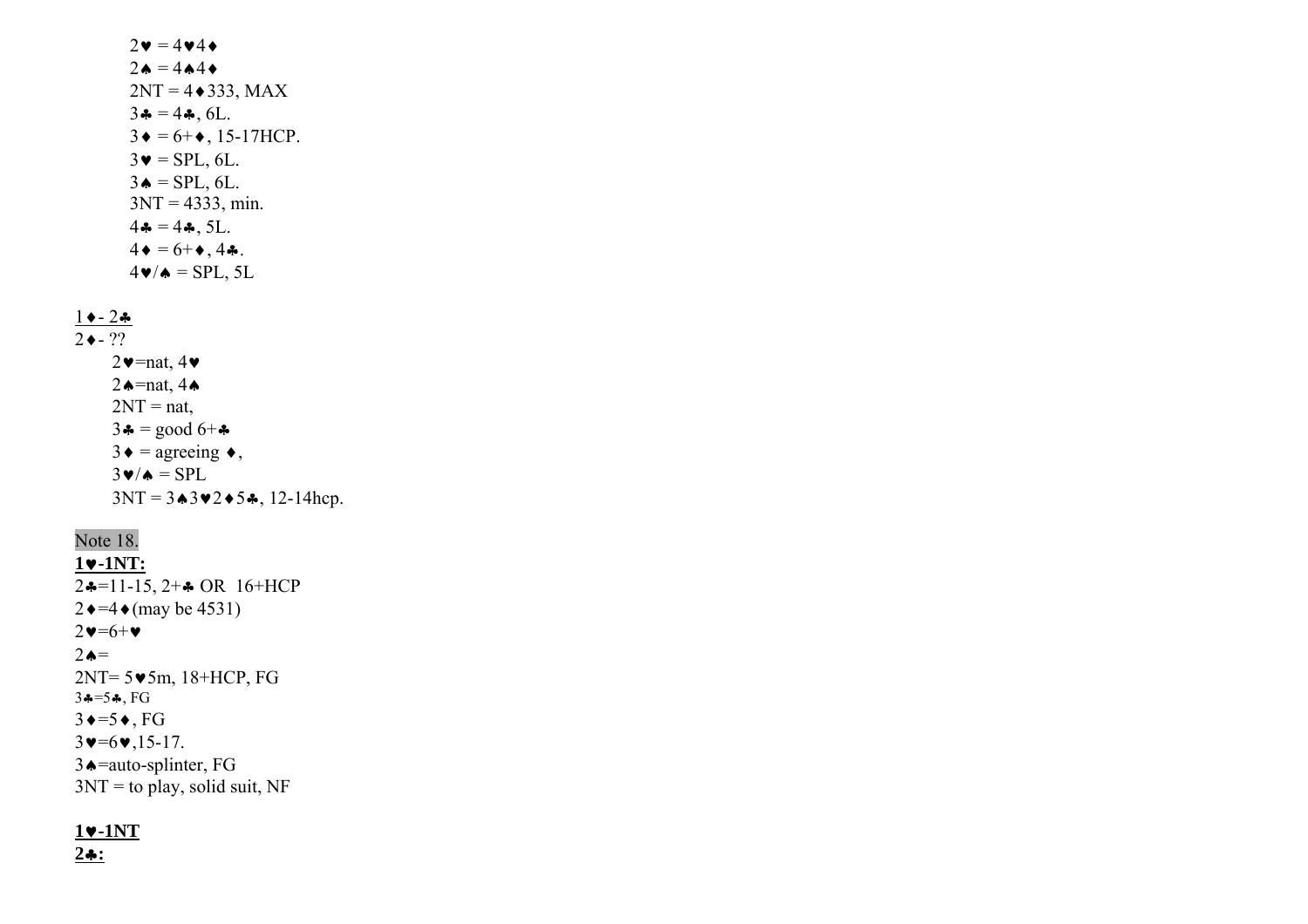2♥ = 4♥4♦
2♠ = 4♠4♦
2NT = 4♦333, MAX
3♣ = 4♣, 6L.
3♦ = 6+♦, 15-17HCP.
3♥ = SPL, 6L.
3♠ = SPL, 6L.
3NT = 4333, min.
4♣ = 4♣, 5L.
4♦ = 6+♦, 4♣.
4♥/♠ = SPL, 5L

<u>1♦- 2♣</u>
2♦- ??

2♥=nat, 4♥
2♠=nat, 4♠
2NT = nat,
3♣ = good 6+♣
3♦ = agreeing ♦,
3♥/♠ = SPL
3NT = 3♠3♥2♦5♣, 12-14hcp.

Note 18.

**<u>1♥-1NT:</u>**
2♣=11-15, 2+♣ OR 16+HCP
2♦=4♦(may be 4531)
2♥=6+♥
2♠=
2NT= 5♥5m, 18+HCP, FG
3♣=5♣, FG
3♦=5♦, FG
3♥=6♥,15-17.
3♠=auto-splinter, FG
3NT = to play, solid suit, NF

**<u>1♥-1NT</u>**
**<u>2♣:</u>**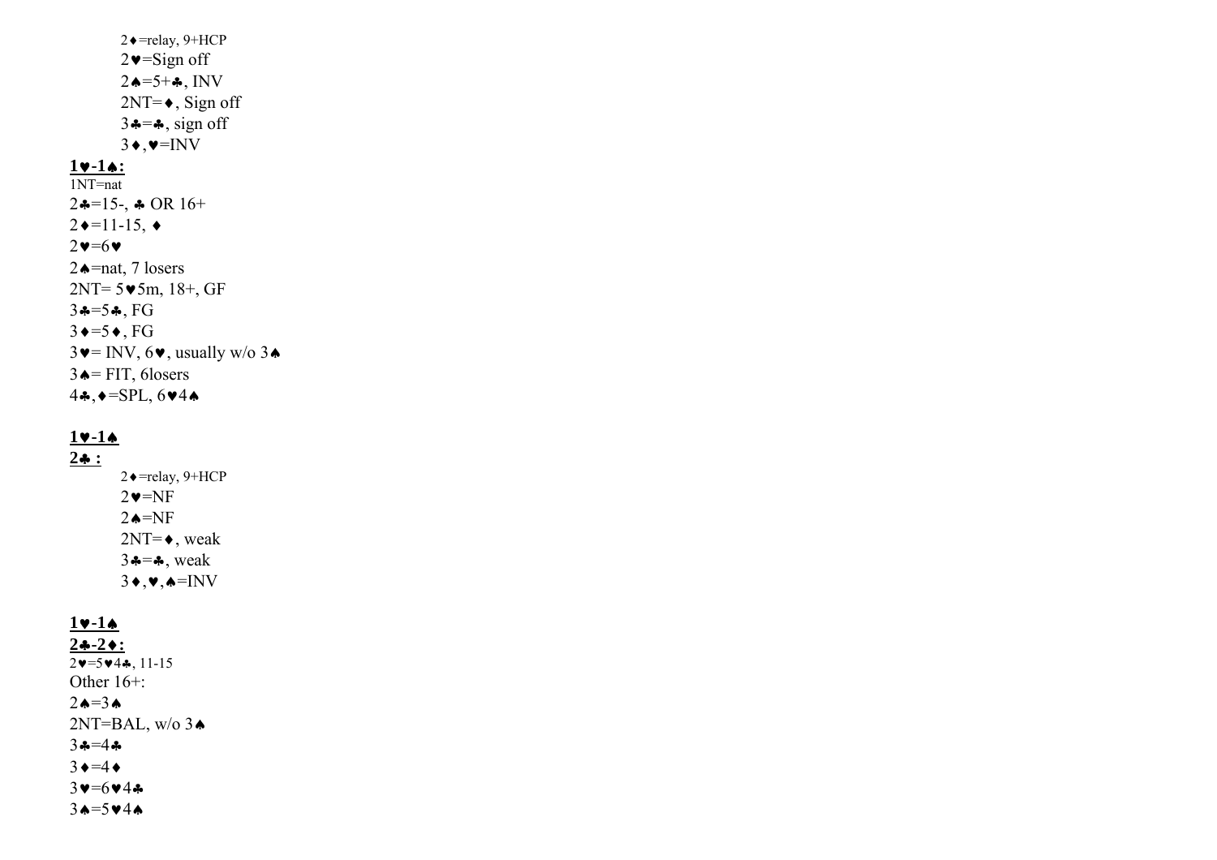2♦=relay, 9+HCP
2♥=Sign off
2♠=5+♣, INV
2NT=♦, Sign off
3♣=♣, sign off
3♦,♥=INV

**1♥-1♠:**

1NT=nat
2♣=15-, ♣ OR 16+
2♦=11-15, ♦
2♥=6♥
2♠=nat, 7 losers
2NT= 5♥5m, 18+, GF
3♣=5♣, FG
3♦=5♦, FG
3♥= INV, 6♥, usually w/o 3♠
3♠= FIT, 6losers
4♣,♦=SPL, 6♥4♠

**1♥-1♠**
**2♣ :**

2♦=relay, 9+HCP
2♥=NF
2♠=NF
2NT=♦, weak
3♣=♣, weak
3♦,♥,♠=INV

**1♥-1♠**
**2♣-2♦:**

2♥=5♥4♣, 11-15
Other 16+:
2♠=3♠
2NT=BAL, w/o 3♠
3♣=4♣
3♦=4♦
3♥=6♥4♣
3♠=5♥4♠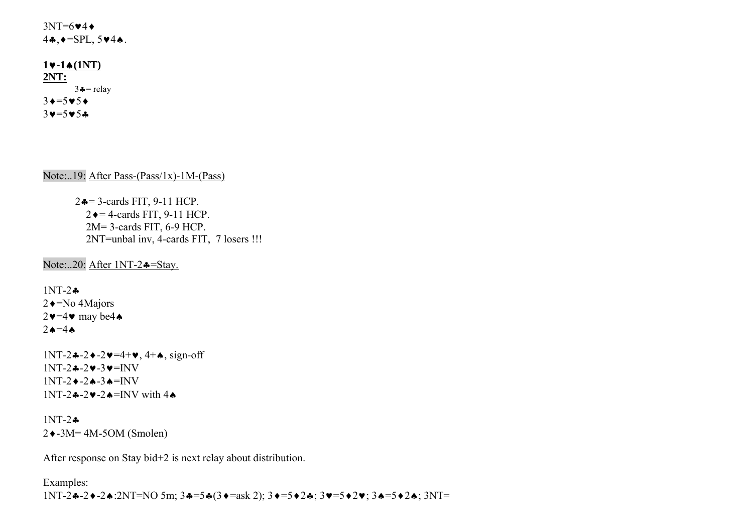3NT=6♥4♦
4♣,♦=SPL, 5♥4♠.

**1♥-1♠(1NT)**
**2NT:**

3♣= relay
3♦=5♥5♦
3♥=5♥5♣

Note:..19: After Pass-(Pass/1x)-1M-(Pass)

2♣= 3-cards FIT, 9-11 HCP.
2♦= 4-cards FIT, 9-11 HCP.
2M= 3-cards FIT, 6-9 HCP.
2NT=unbal inv, 4-cards FIT, 7 losers !!!

Note:..20: After 1NT-2♣=Stay.

1NT-2♣
2♦=No 4Majors
2♥=4♥ may be4♠
2♠=4♠

1NT-2♣-2♦-2♥=4+♥, 4+♠, sign-off
1NT-2♣-2♥-3♥=INV
1NT-2♦-2♠-3♠=INV
1NT-2♣-2♥-2♠=INV with 4♠

1NT-2♣
2♦-3M= 4M-5OM (Smolen)

After response on Stay bid+2 is next relay about distribution.

Examples:
1NT-2♣-2♦-2♠:2NT=NO 5m; 3♣=5♣(3♦=ask 2); 3♦=5♦2♣; 3♥=5♦2♥; 3♠=5♦2♠; 3NT=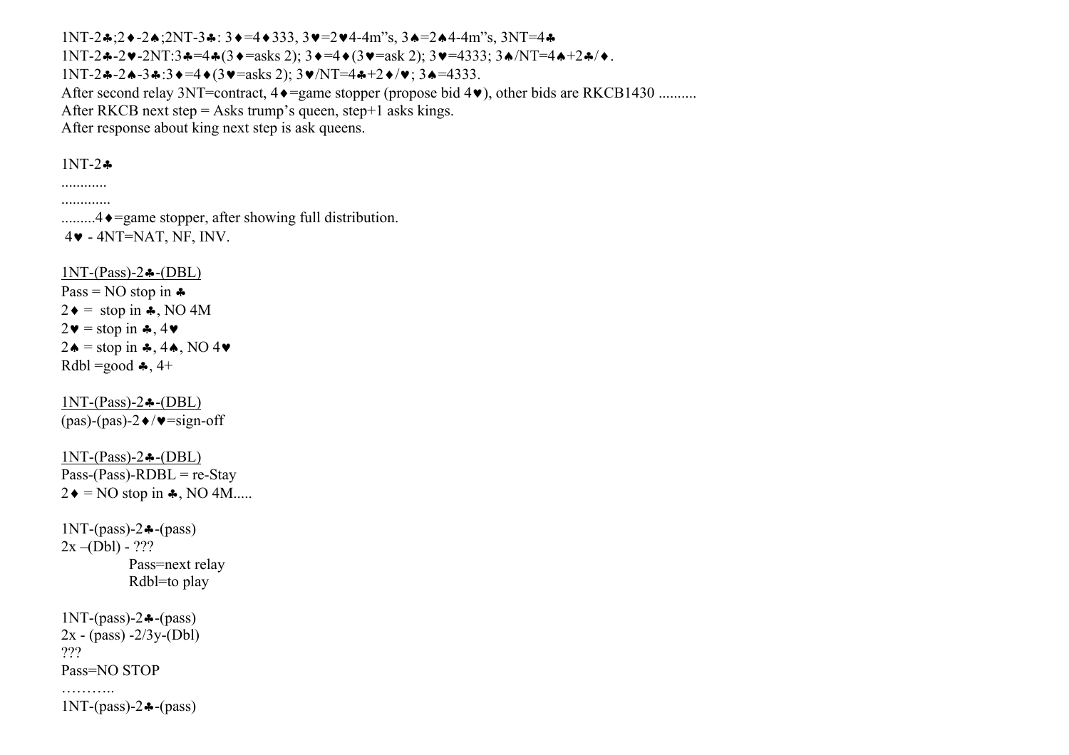1NT-2♣;2♦-2♠;2NT-3♣: 3♦=4♦333, 3♥=2♥4-4m"s, 3♠=2♠4-4m"s, 3NT=4♣
1NT-2♣-2♥-2NT:3♣=4♣(3♦=asks 2); 3♦=4♦(3♥=ask 2); 3♥=4333; 3♠/NT=4♠+2♣/♦.
1NT-2♣-2♠-3♣:3♦=4♦(3♥=asks 2); 3♥/NT=4♣+2♦/♥; 3♠=4333.
After second relay 3NT=contract, 4♦=game stopper (propose bid 4♥), other bids are RKCB1430 ..........
After RKCB next step = Asks trump's queen, step+1 asks kings.
After response about king next step is ask queens.

1NT-2♣
............
.............
.........4♦=game stopper, after showing full distribution.
4♥ - 4NT=NAT, NF, INV.

<u>1NT-(Pass)-2♣-(DBL)</u>
Pass = NO stop in ♣
2♦ = stop in ♣, NO 4M
2♥ = stop in ♣, 4♥
2♠ = stop in ♣, 4♠, NO 4♥
Rdbl =good ♣, 4+

<u>1NT-(Pass)-2♣-(DBL)</u>
(pas)-(pas)-2♦/♥=sign-off

<u>1NT-(Pass)-2♣-(DBL)</u>
Pass-(Pass)-RDBL = re-Stay
2♦ = NO stop in ♣, NO 4M.....

1NT-(pass)-2♣-(pass)
2x –(Dbl) - ???
Pass=next relay
Rdbl=to play

1NT-(pass)-2♣-(pass)
2x - (pass) -2/3y-(Dbl)
???
Pass=NO STOP
………..
1NT-(pass)-2♣-(pass)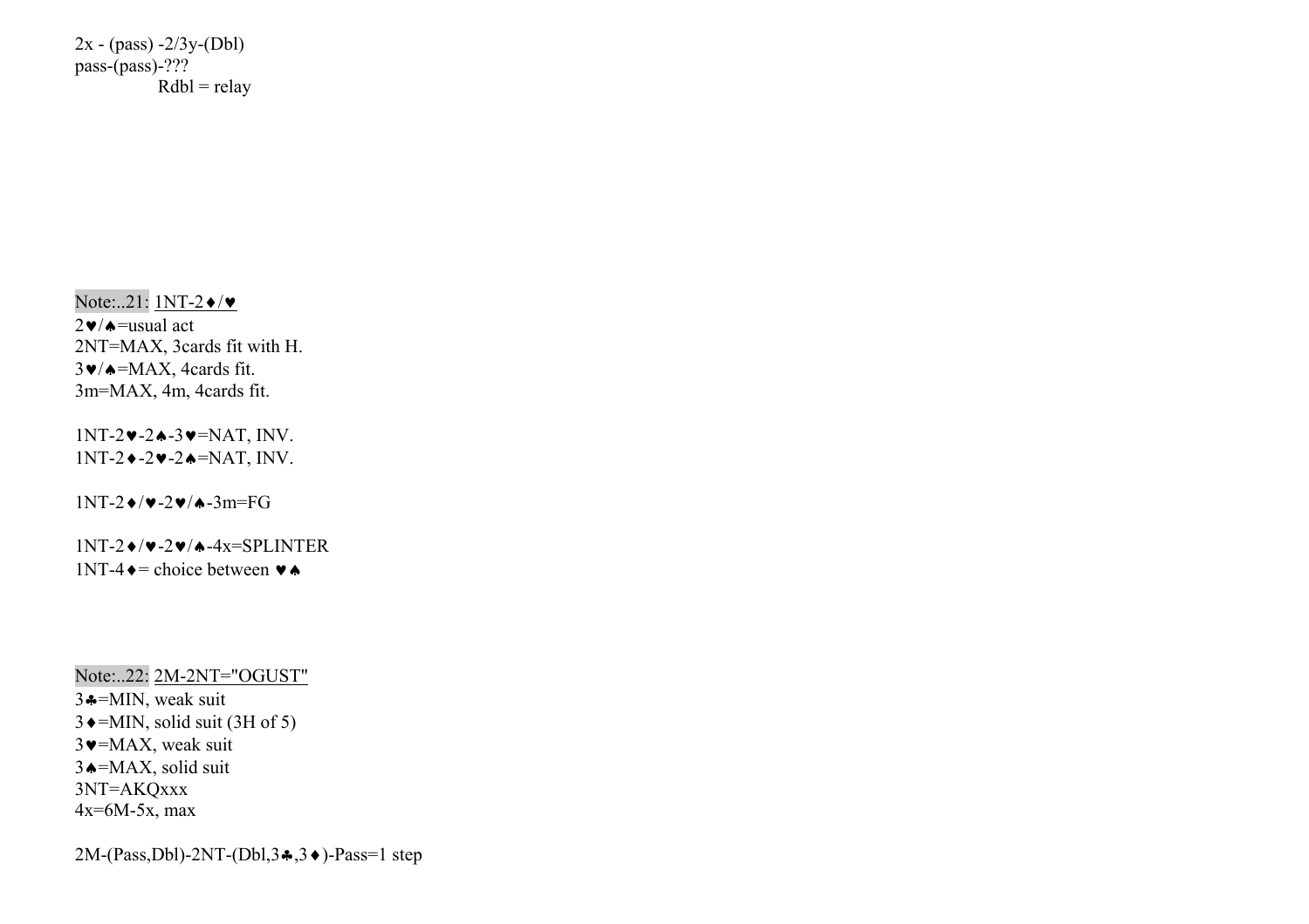2x - (pass) -2/3y-(Dbl)
pass-(pass)-???
Rdbl = relay

Note:..21: 1NT-2♦/♥
2♥/♠=usual act
2NT=MAX, 3cards fit with H.
3♥/♠=MAX, 4cards fit.
3m=MAX, 4m, 4cards fit.

1NT-2♥-2♠-3♥=NAT, INV.
1NT-2♦-2♥-2♠=NAT, INV.

1NT-2♦/♥-2♥/♠-3m=FG

1NT-2♦/♥-2♥/♠-4x=SPLINTER
1NT-4♦= choice between ♥♠

Note:..22: 2M-2NT="OGUST"
3♣=MIN, weak suit
3♦=MIN, solid suit (3H of 5)
3♥=MAX, weak suit
3♠=MAX, solid suit
3NT=AKQxxx
4x=6M-5x, max

2M-(Pass,Dbl)-2NT-(Dbl,3♣,3♦)-Pass=1 step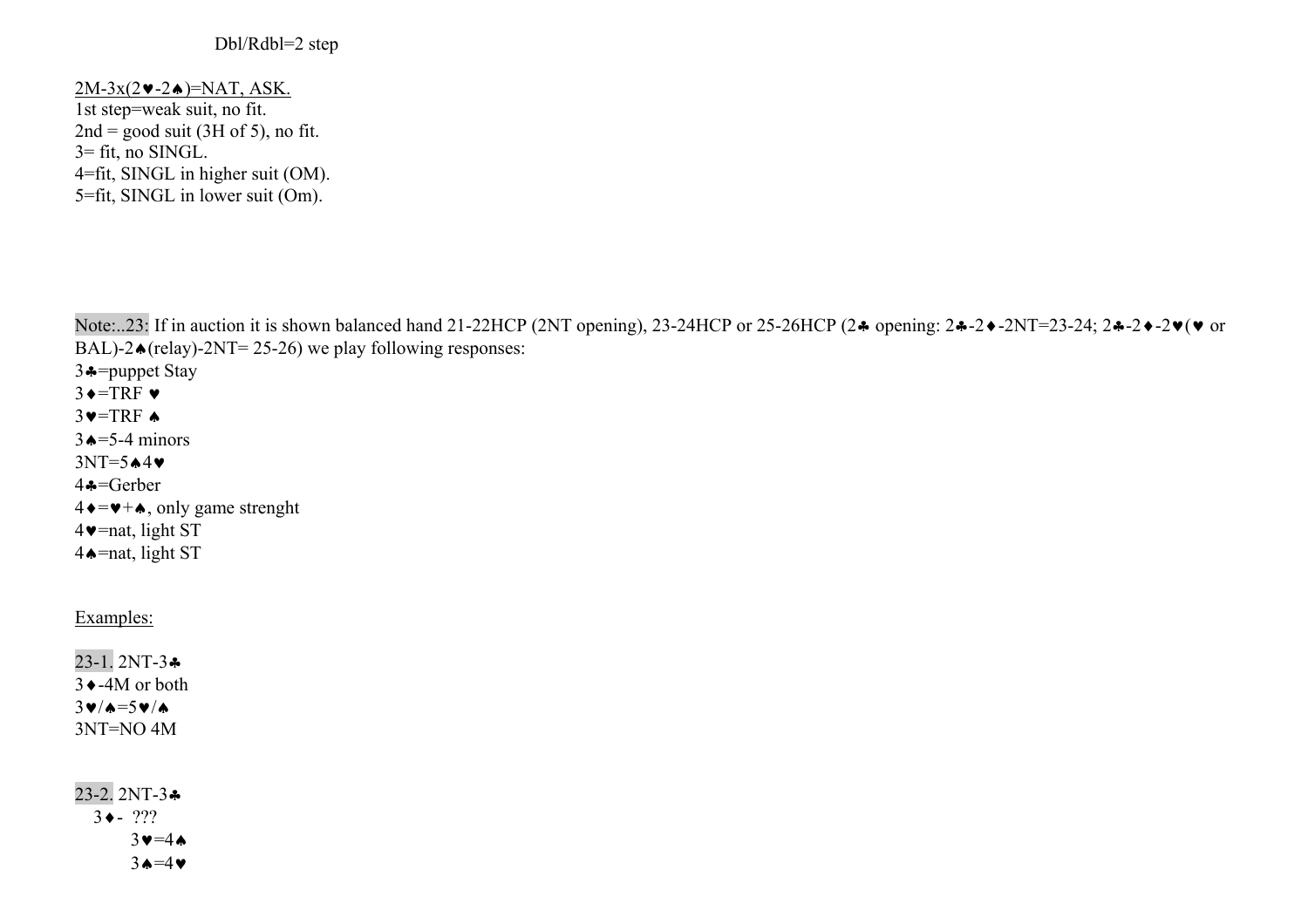Dbl/Rdbl=2 step

2M-3x(2♥-2♠)=NAT, ASK.
1st step=weak suit, no fit.
2nd = good suit (3H of 5), no fit.
3= fit, no SINGL.
4=fit, SINGL in higher suit (OM).
5=fit, SINGL in lower suit (Om).

Note:..23: If in auction it is shown balanced hand 21-22HCP (2NT opening), 23-24HCP or 25-26HCP (2♣ opening: 2♣-2♦-2NT=23-24; 2♣-2♦-2♥(♥ or BAL)-2♠(relay)-2NT= 25-26) we play following responses:
3♣=puppet Stay
3♦=TRF ♥
3♥=TRF ♠
3♠=5-4 minors
3NT=5♠4♥
4♣=Gerber
4♦=♥+♠, only game strenght
4♥=nat, light ST
4♠=nat, light ST

Examples:

23-1. 2NT-3♣
3♦-4M or both
3♥/♠=5♥/♠
3NT=NO 4M

23-2. 2NT-3♣
3♦- ???
3♥=4♠
3♠=4♥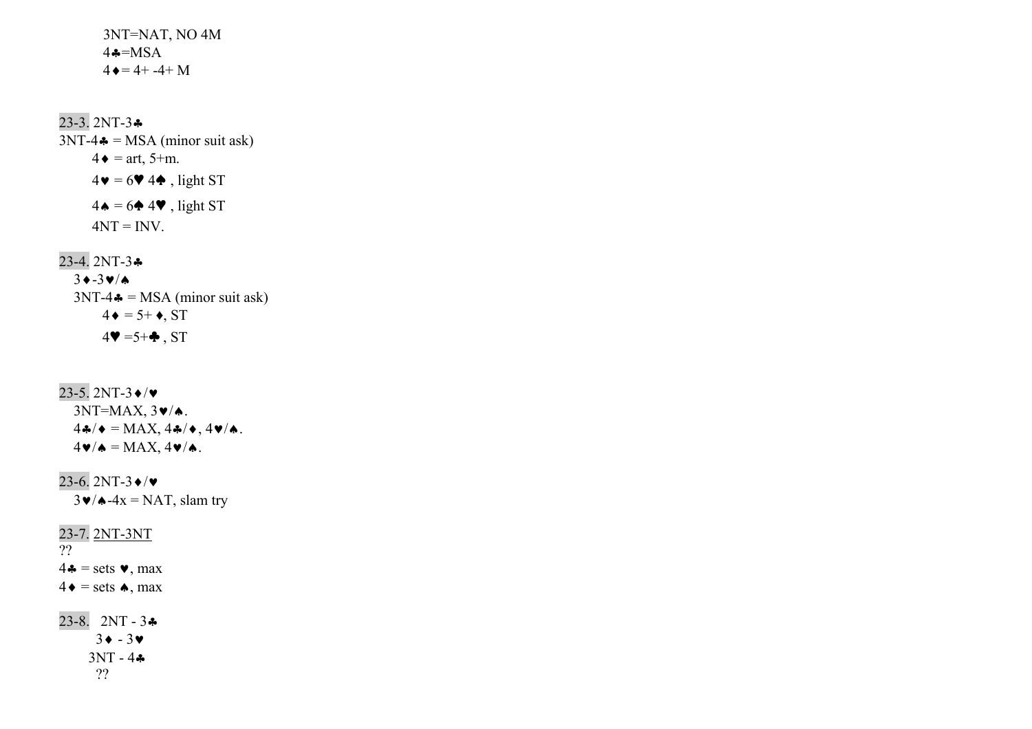3NT=NAT, NO 4M
4♣=MSA
4♦= 4+ -4+ M

23-3. 2NT-3♣
3NT-4♣ = MSA (minor suit ask)
4♦ = art, 5+m.
4♥ = 6♥ 4♠ , light ST
4♠ = 6♠ 4♥ , light ST
4NT = INV.

23-4. 2NT-3♣
3♦-3♥/♠
3NT-4♣ = MSA (minor suit ask)
4♦ = 5+ ♦, ST
4♥ =5+♣ , ST

23-5. 2NT-3♦/♥
3NT=MAX, 3♥/♠.
4♣/♦ = MAX, 4♣/♦, 4♥/♠.
4♥/♠ = MAX, 4♥/♠.

23-6. 2NT-3♦/♥
3♥/♠-4x = NAT, slam try

23-7. 2NT-3NT
??
4♣ = sets ♥, max
4♦ = sets ♠, max

23-8. 2NT - 3♣
3♦ - 3♥
3NT - 4♣
??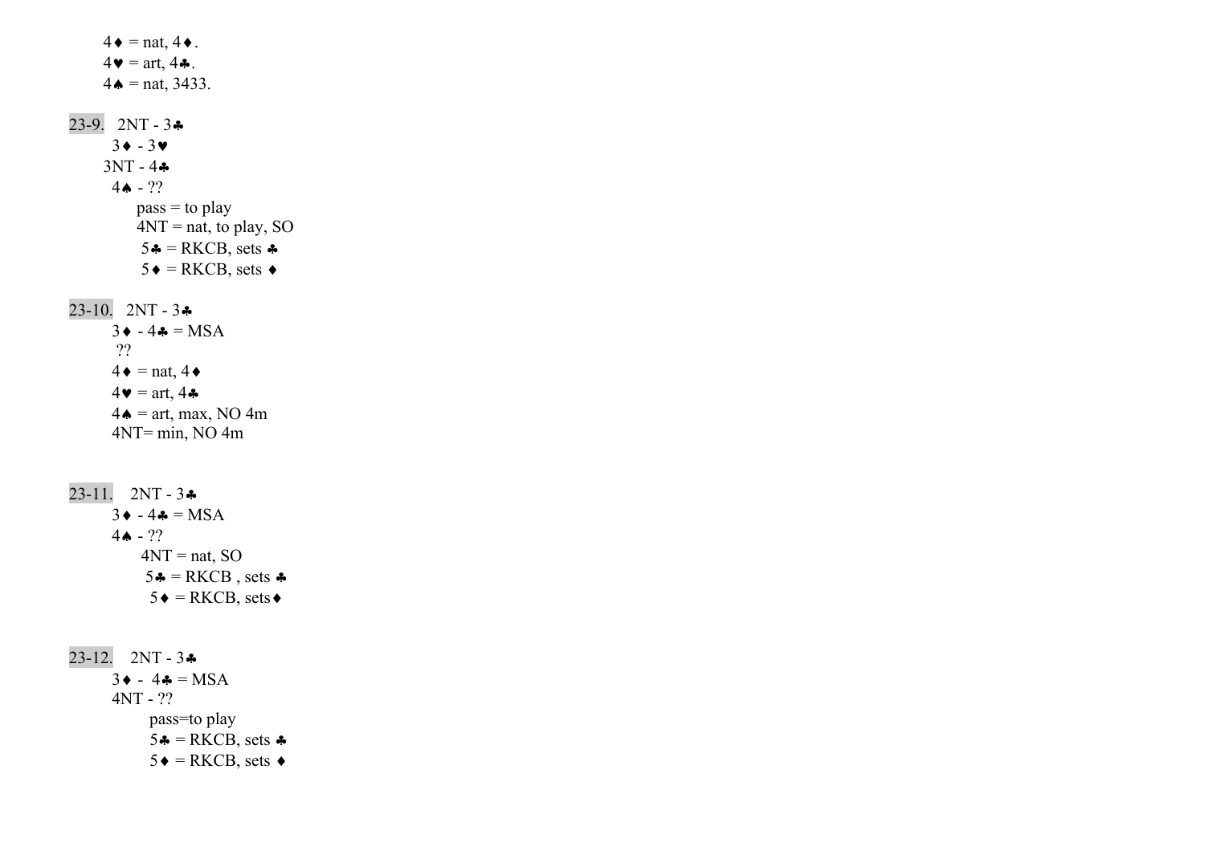4♦ = nat, 4♦.
4♥ = art, 4♣.
4♠ = nat, 3433.

23-9. 2NT - 3♣
3♦ - 3♥
3NT - 4♣
4♠ - ??
pass = to play
4NT = nat, to play, SO
5♣ = RKCB, sets ♣
5♦ = RKCB, sets ♦

23-10. 2NT - 3♣
3♦ - 4♣ = MSA
??
4♦ = nat, 4♦
4♥ = art, 4♣
4♠ = art, max, NO 4m
4NT= min, NO 4m

23-11. 2NT - 3♣
3♦ - 4♣ = MSA
4♠ - ??
4NT = nat, SO
5♣ = RKCB , sets ♣
5♦ = RKCB, sets♦

23-12. 2NT - 3♣
3♦ - 4♣ = MSA
4NT - ??
pass=to play
5♣ = RKCB, sets ♣
5♦ = RKCB, sets ♦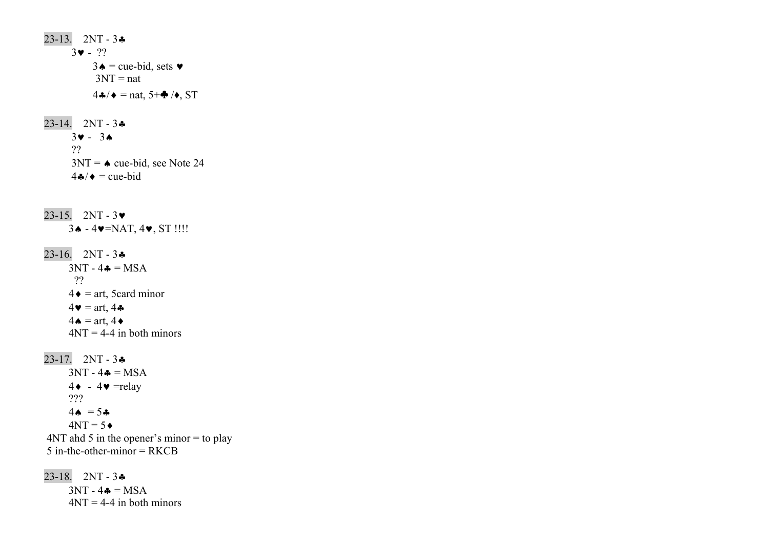23-13. 2NT - 3♣
3♥ - ??
3♠ = cue-bid, sets ♥
3NT = nat
4♣/♦ = nat, 5+♣/♦, ST

23-14. 2NT - 3♣
3♥ - 3♠
??
3NT = ♠ cue-bid, see Note 24
4♣/♦ = cue-bid

23-15. 2NT - 3♥
3♠ - 4♥=NAT, 4♥, ST !!!!

23-16. 2NT - 3♣
3NT - 4♣ = MSA
??
4♦ = art, 5card minor
4♥ = art, 4♣
4♠ = art, 4♦
4NT = 4-4 in both minors

23-17. 2NT - 3♣
3NT - 4♣ = MSA
4♦ - 4♥ =relay
???
4♠ = 5♣
4NT = 5♦
4NT ahd 5 in the opener's minor = to play
5 in-the-other-minor = RKCB

23-18. 2NT - 3♣
3NT - 4♣ = MSA
4NT = 4-4 in both minors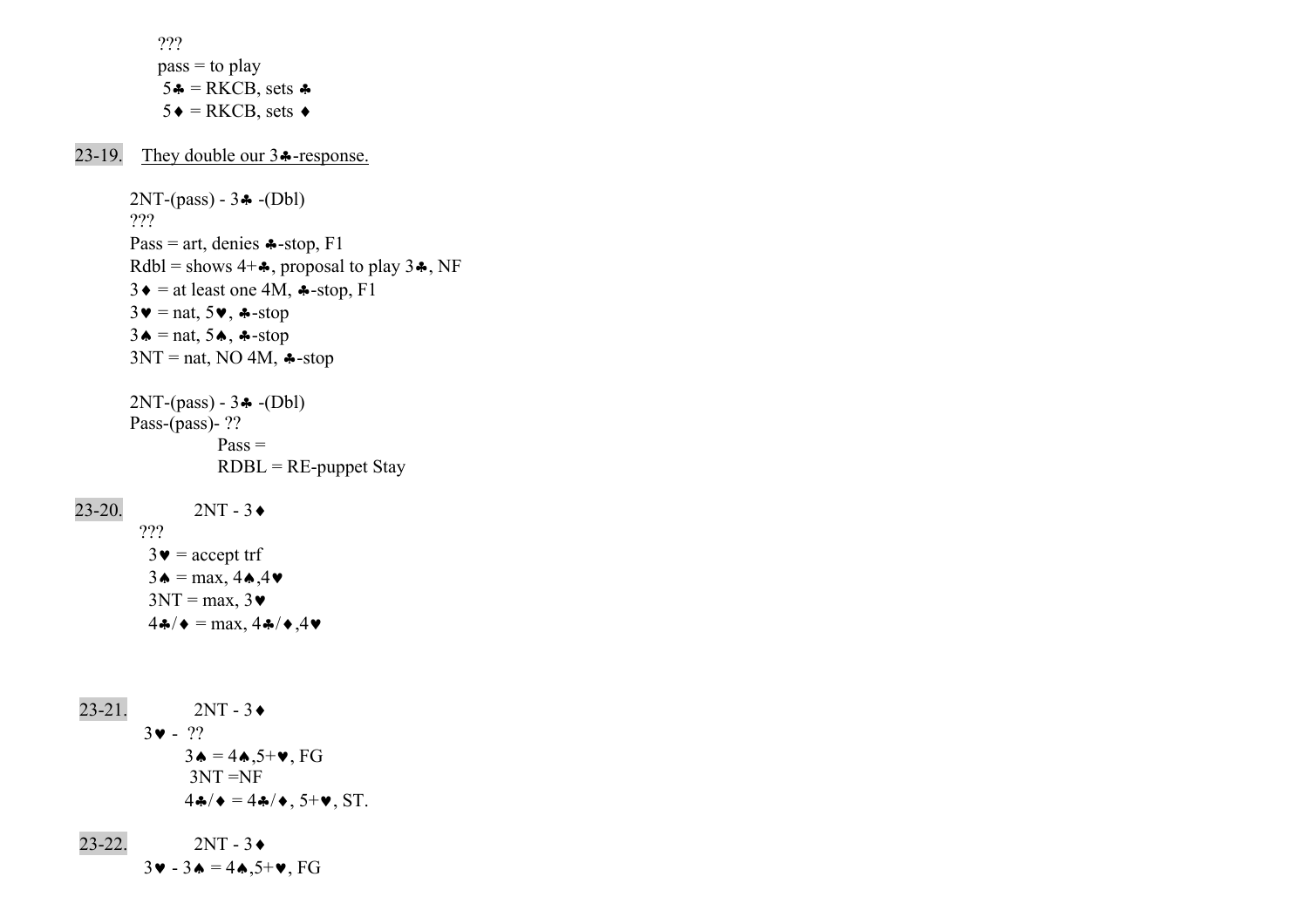???  
pass = to play  
5♣ = RKCB, sets ♣  
5♦ = RKCB, sets ♦

23-19. <u>They double our 3♣-response.</u>

2NT-(pass) - 3♣ -(Dbl)  
???  
Pass = art, denies ♣-stop, F1  
Rdbl = shows 4+♣, proposal to play 3♣, NF  
3♦ = at least one 4M, ♣-stop, F1  
3♥ = nat, 5♥, ♣-stop  
3♠ = nat, 5♠, ♣-stop  
3NT = nat, NO 4M, ♣-stop

2NT-(pass) - 3♣ -(Dbl)  
Pass-(pass)- ??  
Pass =  
RDBL = RE-puppet Stay

23-20. 2NT - 3♦  
???  
3♥ = accept trf  
3♠ = max, 4♠,4♥  
3NT = max, 3♥  
4♣/♦ = max, 4♣/♦,4♥

23-21. 2NT - 3♦  
3♥ - ??  
3♠ = 4♠,5+♥, FG  
3NT =NF  
4♣/♦ = 4♣/♦, 5+♥, ST.

23-22. 2NT - 3♦  
3♥ - 3♠ = 4♠,5+♥, FG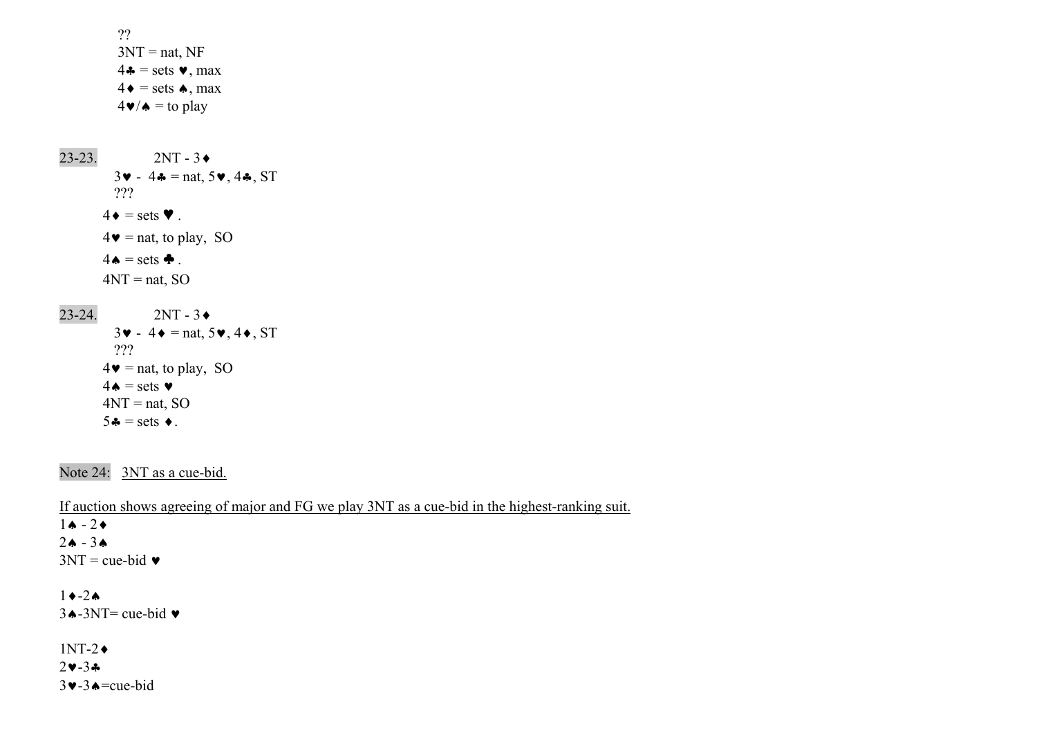??
3NT = nat, NF
4♣ = sets ♥, max
4♦ = sets ♠, max
4♥/♠ = to play

23-23. 2NT - 3♦
3♥ - 4♣ = nat, 5♥, 4♣, ST
???
4♦ = sets ♥ .
4♥ = nat, to play, SO
4♠ = sets ♣ .
4NT = nat, SO

23-24. 2NT - 3♦
3♥ - 4♦ = nat, 5♥, 4♦, ST
???
4♥ = nat, to play, SO
4♠ = sets ♥
4NT = nat, SO
5♣ = sets ♦.

Note 24: 3NT as a cue-bid.

If auction shows agreeing of major and FG we play 3NT as a cue-bid in the highest-ranking suit.

1♠ - 2♦
2♠ - 3♠
3NT = cue-bid ♥

1♦-2♠
3♠-3NT= cue-bid ♥

1NT-2♦
2♥-3♣
3♥-3♠=cue-bid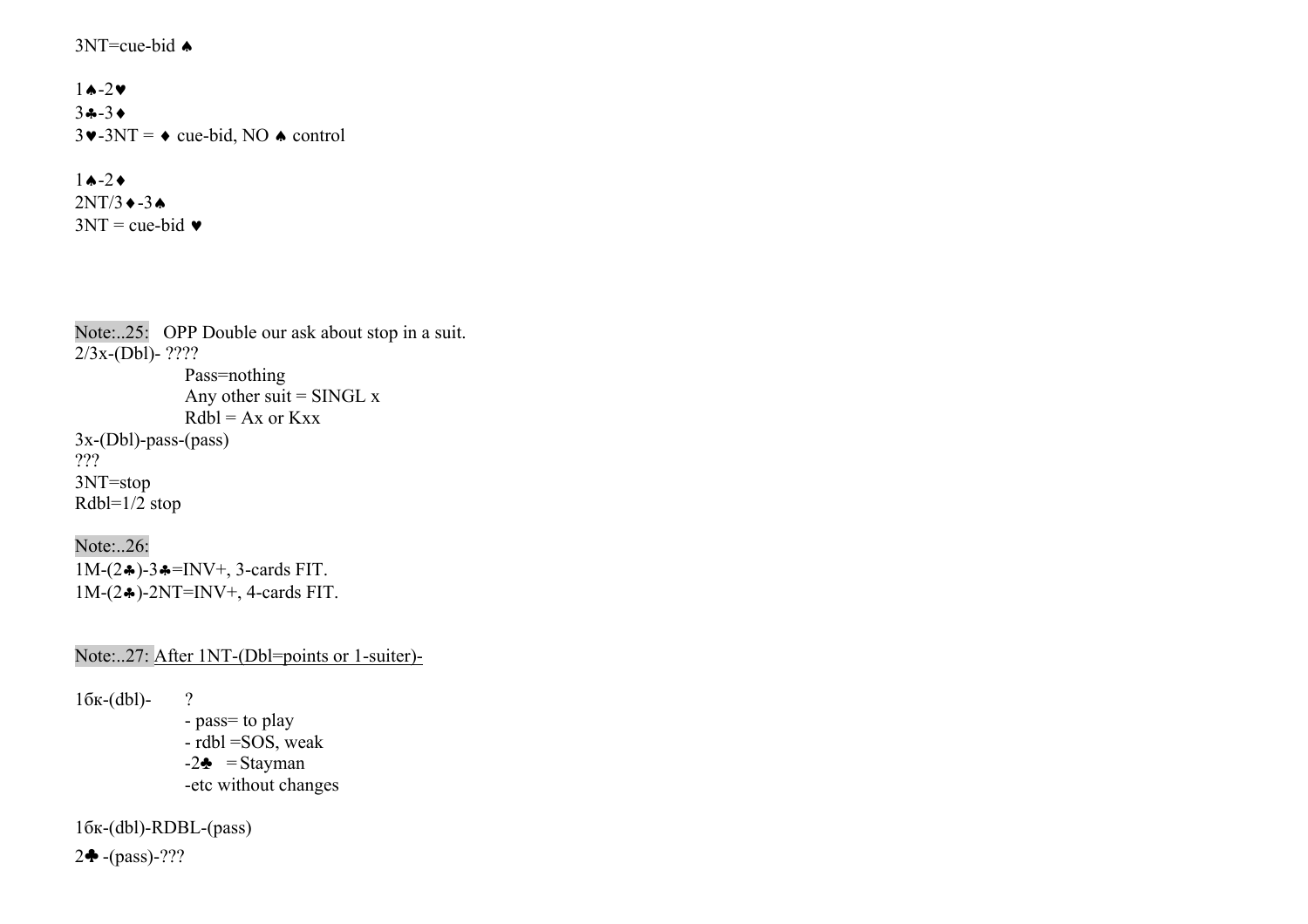3NT=cue-bid ♠

1♠-2♥
3♣-3♦
3♥-3NT = ♦ cue-bid, NO ♠ control

1♠-2♦
2NT/3♦-3♠
3NT = cue-bid ♥

Note:..25: OPP Double our ask about stop in a suit.

2/3x-(Dbl)- ????
- Pass=nothing
- Any other suit = SINGL x
- Rdbl = Ax or Kxx

3x-(Dbl)-pass-(pass)
???
3NT=stop
Rdbl=1/2 stop

Note:..26:

1M-(2♣)-3♣=INV+, 3-cards FIT.
1M-(2♣)-2NT=INV+, 4-cards FIT.

Note:..27: After 1NT-(Dbl=points or 1-suiter)-

1бк-(dbl)- ?
- pass= to play
- rdbl =SOS, weak
- 2♣ = Stayman
- etc without changes

1бк-(dbl)-RDBL-(pass)
2♣ -(pass)-???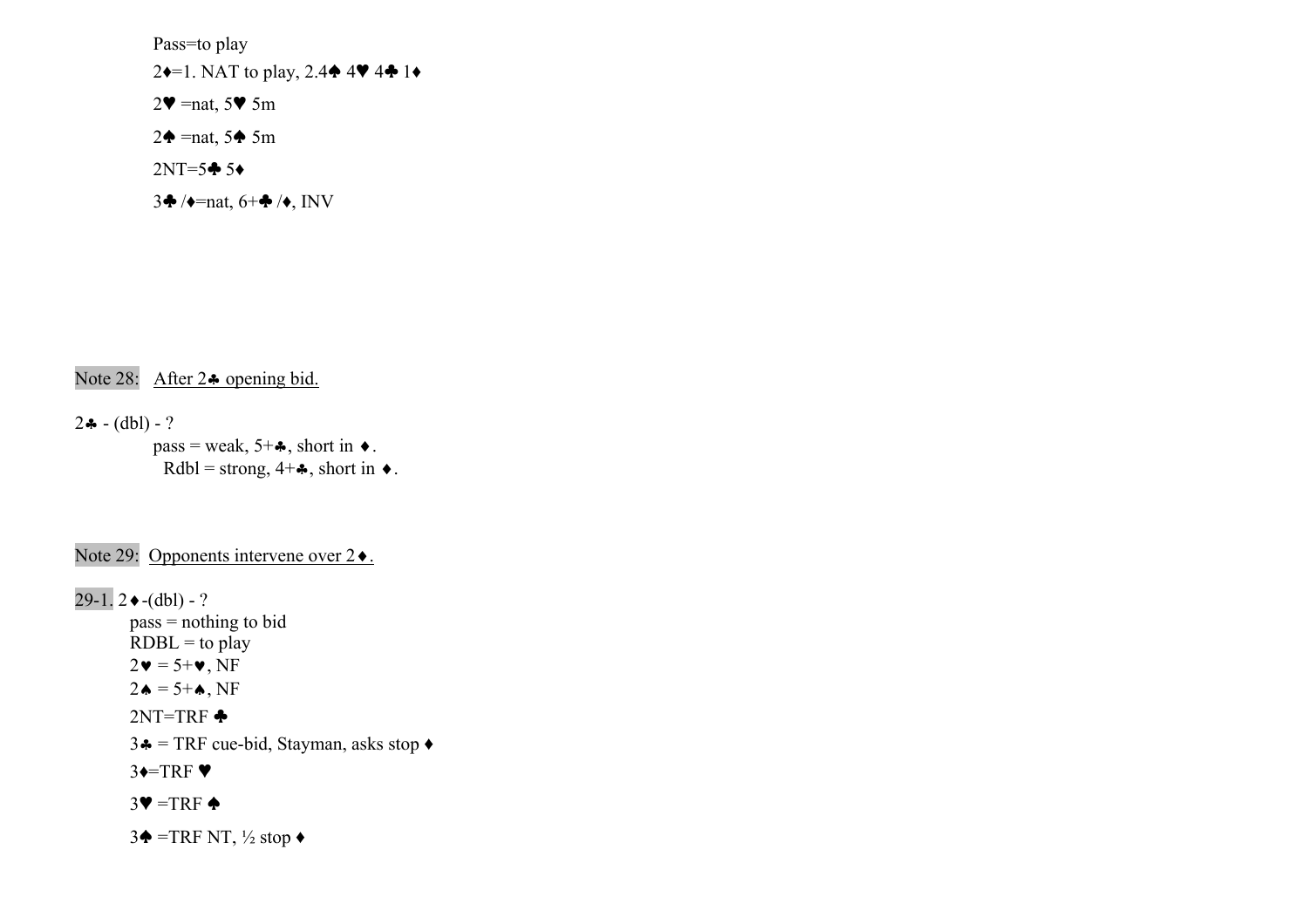Pass=to play

2♦=1. NAT to play, 2.4♠ 4♥ 4♣ 1♦

2♥ =nat, 5♥ 5m

2♠ =nat, 5♠ 5m

2NT=5♣ 5♦

3♣ /♦=nat, 6+♣ /♦, INV

Note 28: <u>After 2♣ opening bid.</u>

2♣ - (dbl) - ?

pass = weak, 5+♣, short in ♦.

Rdbl = strong, 4+♣, short in ♦.

Note 29: <u>Opponents intervene over 2♦.</u>

29-1. 2♦-(dbl) - ?

pass = nothing to bid

RDBL = to play

2♥ = 5+♥, NF

2♠ = 5+♠, NF

2NT=TRF ♣

3♣ = TRF cue-bid, Stayman, asks stop ♦

3♦=TRF ♥

3♥ =TRF ♠

3♠ =TRF NT, ½ stop ♦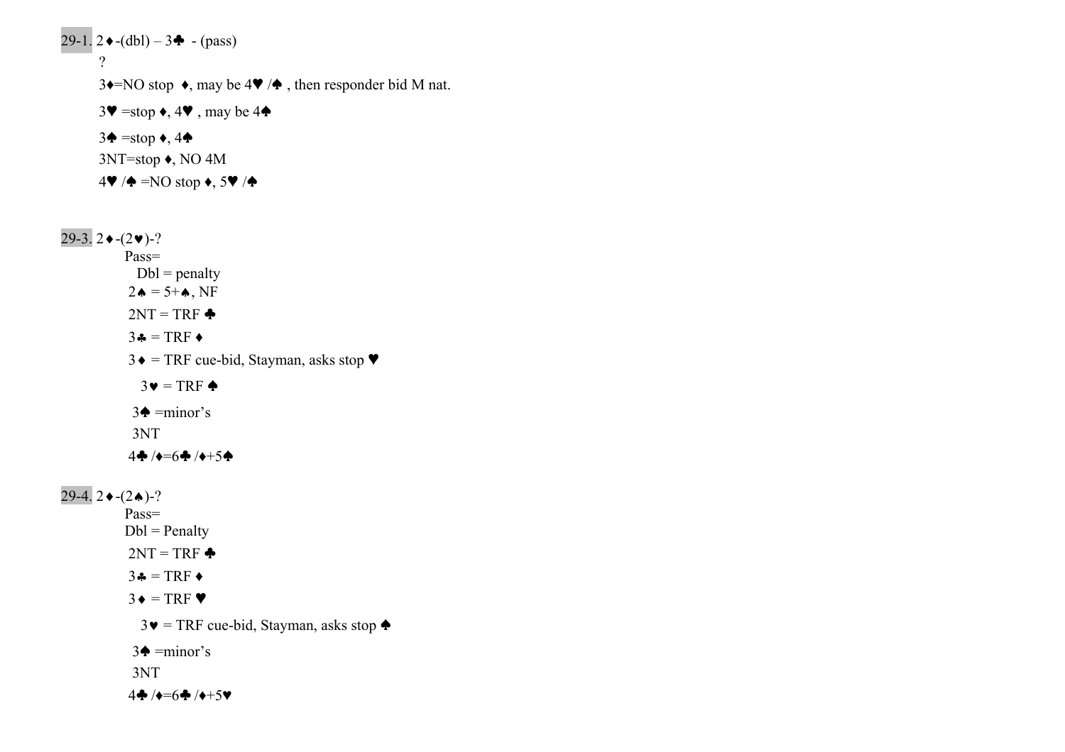29-1. 2♦-(dbl) – 3♣ - (pass)

?

3♦=NO stop ♦, may be 4♥ /♠ , then responder bid M nat.

3♥ =stop ♦, 4♥ , may be 4♠

3♠ =stop ♦, 4♠

3NT=stop ♦, NO 4M

4♥ /♠ =NO stop ♦, 5♥ /♠

29-3. 2♦-(2♥)-?

Pass=

Dbl = penalty

2♠ = 5+♠, NF

2NT = TRF ♣

3♣ = TRF ♦

3♦ = TRF cue-bid, Stayman, asks stop ♥

3♥ = TRF ♠

3♠ =minor's

3NT

4♣ /♦=6♣ /♦+5♠

29-4. 2♦-(2♠)-?

Pass=

Dbl = Penalty

2NT = TRF ♣

3♣ = TRF ♦

3♦ = TRF ♥

3♥ = TRF cue-bid, Stayman, asks stop ♠

3♠ =minor's

3NT

4♣ /♦=6♣ /♦+5♥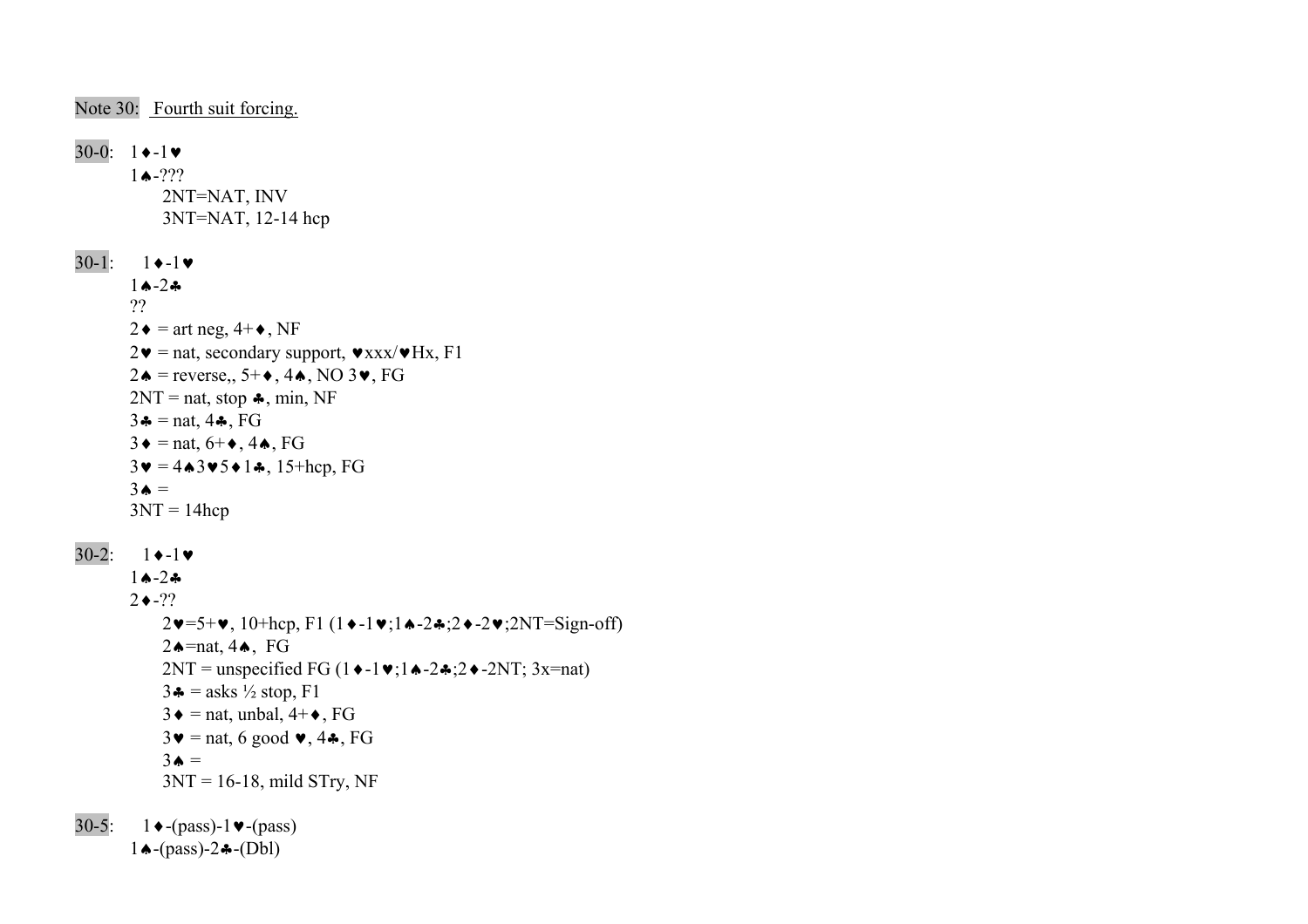Note 30: Fourth suit forcing.

30-0: 1♦-1♥
1♠-???
2NT=NAT, INV
3NT=NAT, 12-14 hcp

30-1: 1♦-1♥
1♠-2♣
??
2♦ = art neg, 4+♦, NF
2♥ = nat, secondary support, ♥xxx/♥Hx, F1
2♠ = reverse,, 5+♦, 4♠, NO 3♥, FG
2NT = nat, stop ♣, min, NF
3♣ = nat, 4♣, FG
3♦ = nat, 6+♦, 4♠, FG
3♥ = 4♠3♥5♦1♣, 15+hcp, FG
3♠ =
3NT = 14hcp

30-2: 1♦-1♥
1♠-2♣
2♦-??
2♥=5+♥, 10+hcp, F1 (1♦-1♥;1♠-2♣;2♦-2♥;2NT=Sign-off)
2♠=nat, 4♠, FG
2NT = unspecified FG (1♦-1♥;1♠-2♣;2♦-2NT; 3x=nat)
3♣ = asks ½ stop, F1
3♦ = nat, unbal, 4+♦, FG
3♥ = nat, 6 good ♥, 4♣, FG
3♠ =
3NT = 16-18, mild STry, NF

30-5: 1♦-(pass)-1♥-(pass)
1♠-(pass)-2♣-(Dbl)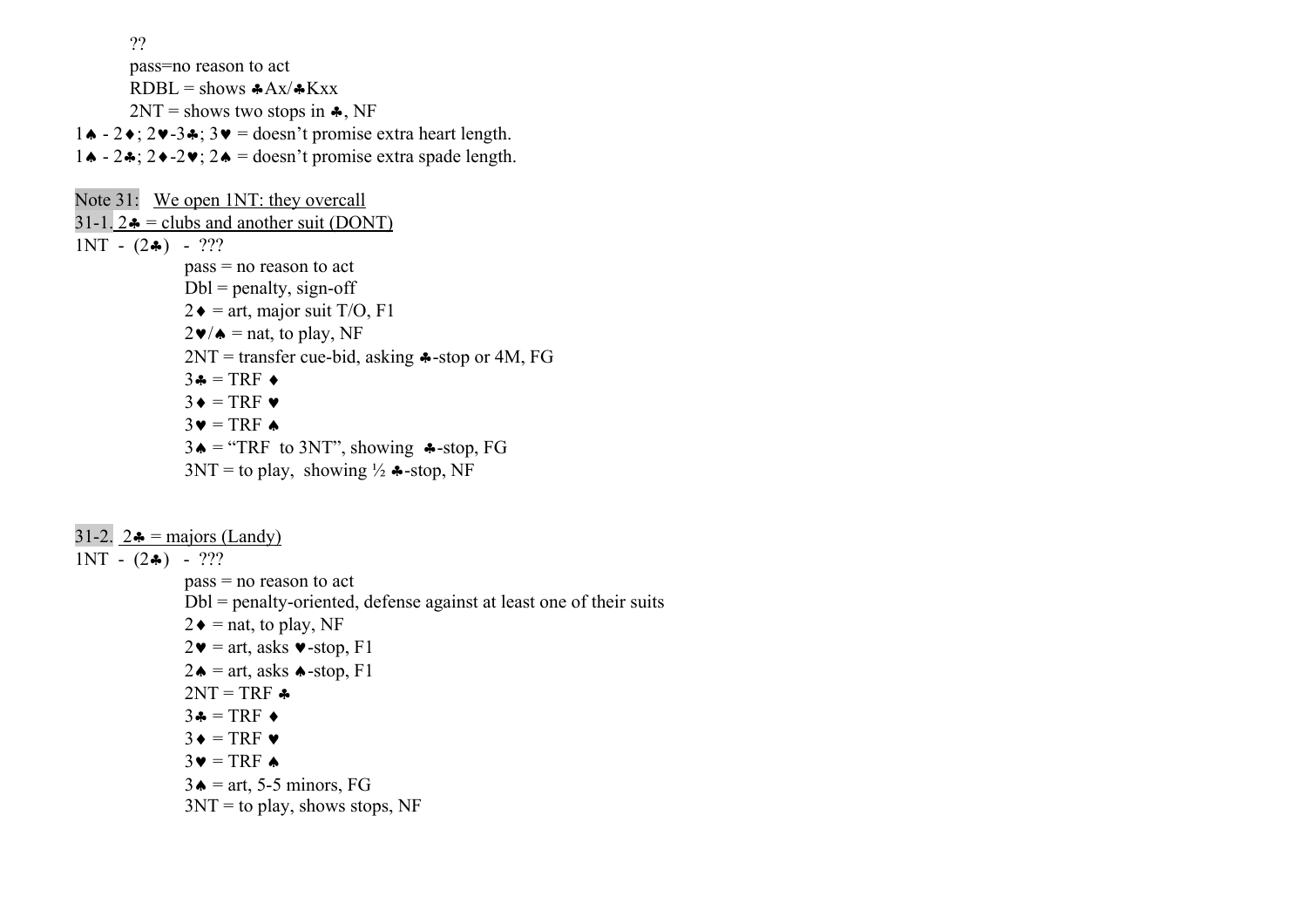??

pass=no reason to act

RDBL = shows ♣Ax/♣Kxx

2NT = shows two stops in ♣, NF

1♠ - 2♦; 2♥-3♣; 3♥ = doesn't promise extra heart length.

1♠ - 2♣; 2♦-2♥; 2♠ = doesn't promise extra spade length.

Note 31: We open 1NT: they overcall

31-1. 2♣ = clubs and another suit (DONT)

1NT - (2♣) - ???

pass = no reason to act
Dbl = penalty, sign-off
2♦ = art, major suit T/O, F1
2♥/♠ = nat, to play, NF
2NT = transfer cue-bid, asking ♣-stop or 4M, FG
3♣ = TRF ♦
3♦ = TRF ♥
3♥ = TRF ♠
3♠ = "TRF to 3NT", showing ♣-stop, FG
3NT = to play, showing ½ ♣-stop, NF

31-2. 2♣ = majors (Landy)

1NT - (2♣) - ???

pass = no reason to act
Dbl = penalty-oriented, defense against at least one of their suits
2♦ = nat, to play, NF
2♥ = art, asks ♥-stop, F1
2♠ = art, asks ♠-stop, F1
2NT = TRF ♣
3♣ = TRF ♦
3♦ = TRF ♥
3♥ = TRF ♠
3♠ = art, 5-5 minors, FG
3NT = to play, shows stops, NF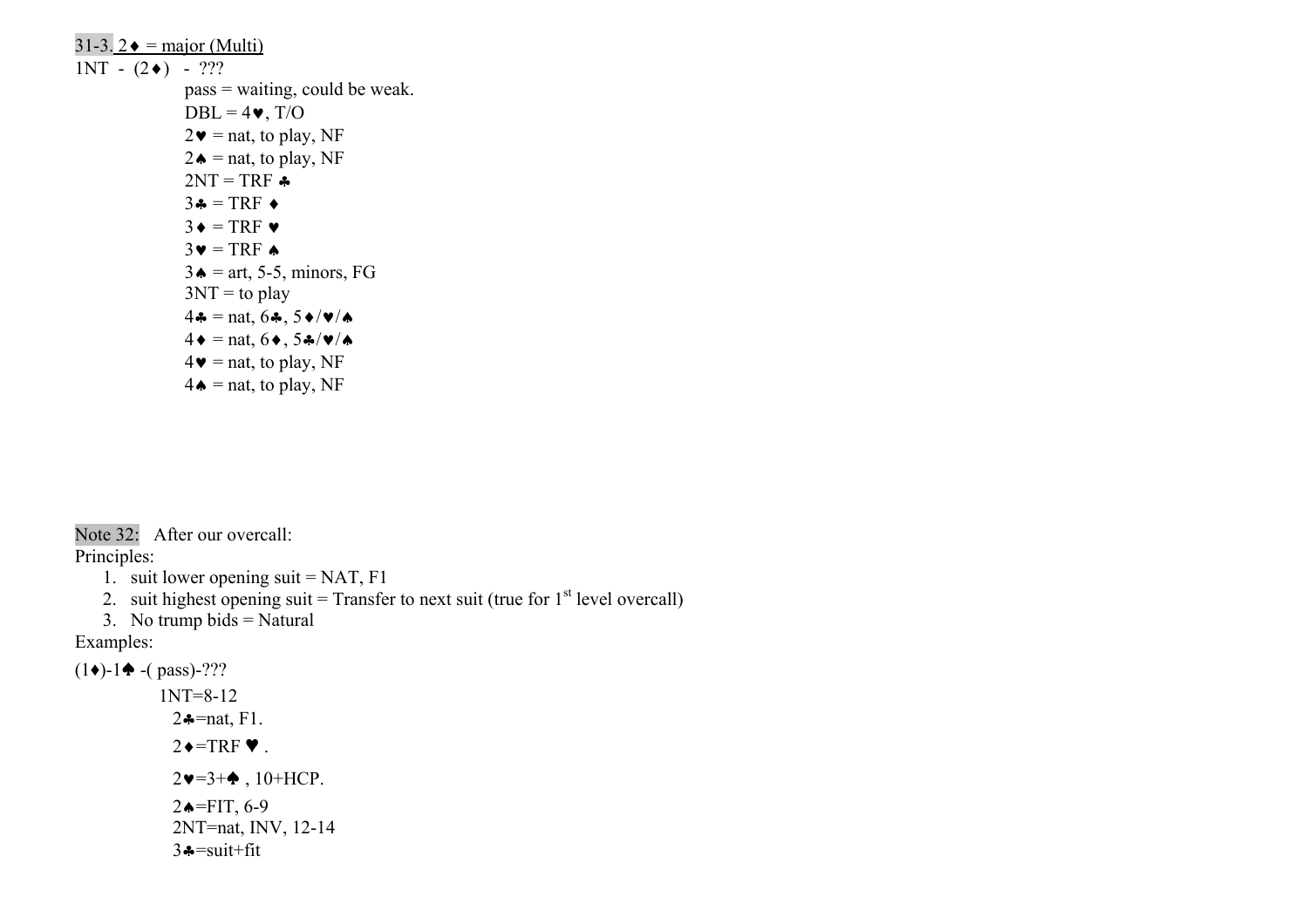31-3. <u>2♦ = major (Multi)</u>

1NT - (2♦) - ???

pass = waiting, could be weak.
DBL = 4♥, T/O
2♥ = nat, to play, NF
2♠ = nat, to play, NF
2NT = TRF ♣
3♣ = TRF ♦
3♦ = TRF ♥
3♥ = TRF ♠
3♠ = art, 5-5, minors, FG
3NT = to play
4♣ = nat, 6♣, 5♦/♥/♠
4♦ = nat, 6♦, 5♣/♥/♠
4♥ = nat, to play, NF
4♠ = nat, to play, NF

Note 32: After our overcall:

Principles:

1. suit lower opening suit = NAT, F1
2. suit highest opening suit = Transfer to next suit (true for 1st level overcall)
3. No trump bids = Natural

Examples:

(1♦)-1♠ -( pass)-???

1NT=8-12
2♣=nat, F1.
2♦=TRF ♥ .
2♥=3+♠ , 10+HCP.
2♠=FIT, 6-9
2NT=nat, INV, 12-14
3♣=suit+fit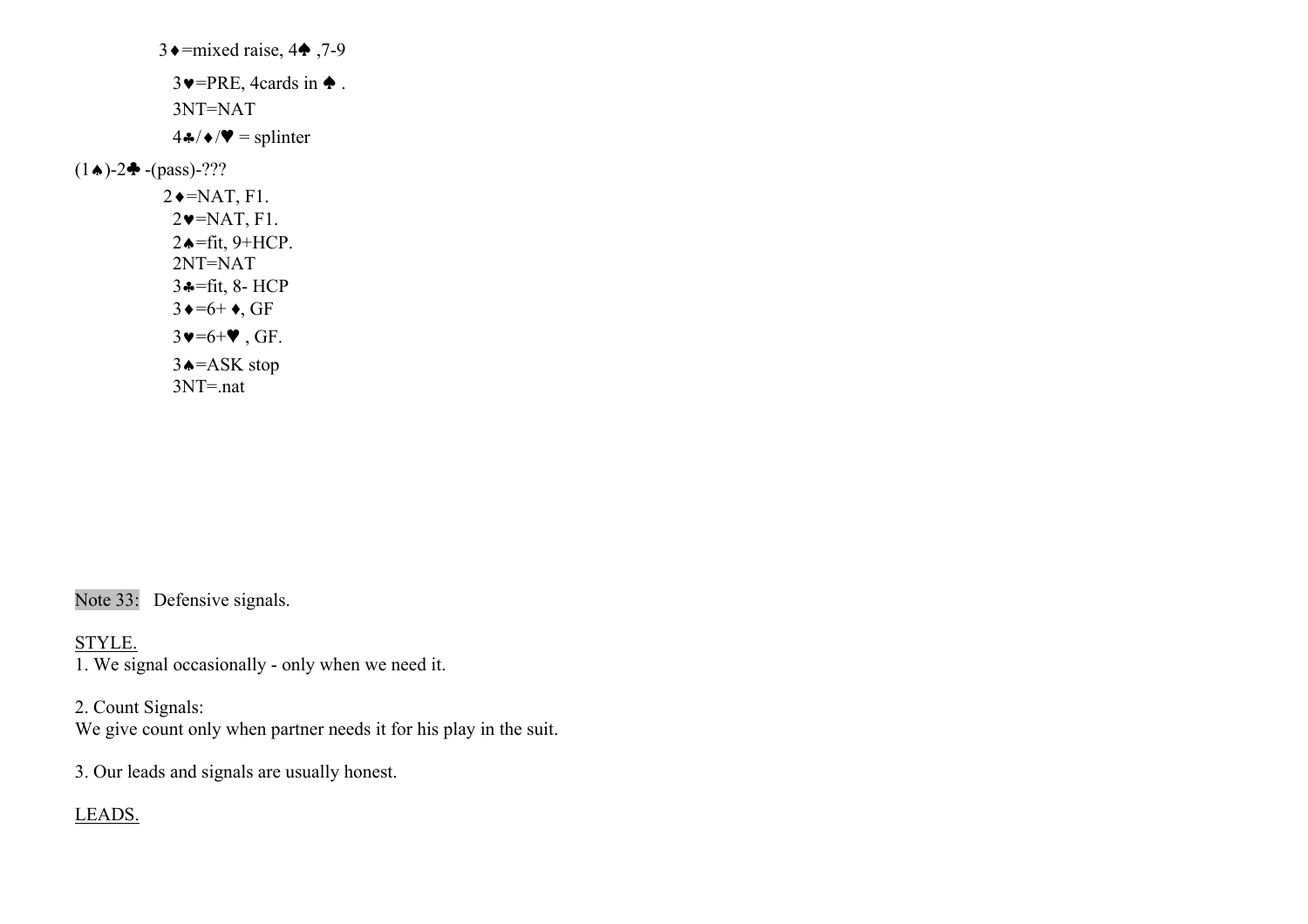3♦=mixed raise, 4♠ ,7-9

3♥=PRE, 4cards in ♠ .

3NT=NAT

4♣/♦/♥ = splinter

(1♠)-2♣ -(pass)-???

2♦=NAT, F1.
2♥=NAT, F1.
2♠=fit, 9+HCP.
2NT=NAT
3♣=fit, 8- HCP
3♦=6+ ♦, GF
3♥=6+♥ , GF.
3♠=ASK stop
3NT=.nat

Note 33: Defensive signals.

STYLE.

1. We signal occasionally - only when we need it.

2. Count Signals:
We give count only when partner needs it for his play in the suit.

3. Our leads and signals are usually honest.

LEADS.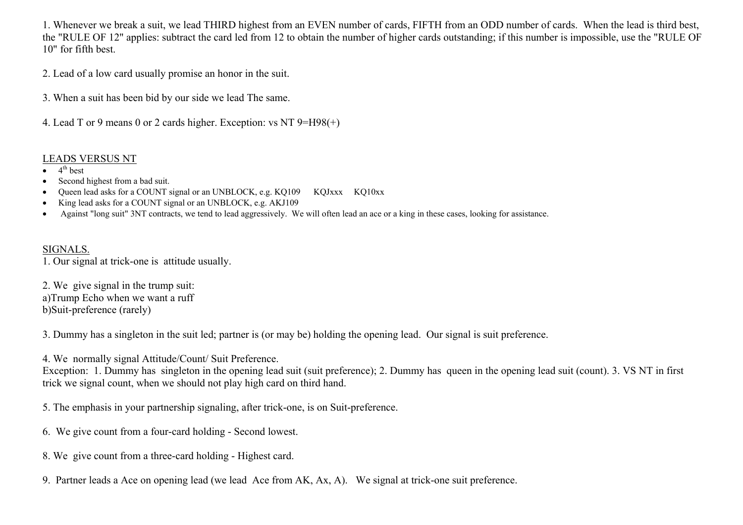1. Whenever we break a suit, we lead THIRD highest from an EVEN number of cards, FIFTH from an ODD number of cards. When the lead is third best, the "RULE OF 12" applies: subtract the card led from 12 to obtain the number of higher cards outstanding; if this number is impossible, use the "RULE OF 10" for fifth best.

2. Lead of a low card usually promise an honor in the suit.

3. When a suit has been bid by our side we lead The same.

4. Lead T or 9 means 0 or 2 cards higher. Exception: vs NT 9=H98(+)

<u>LEADS VERSUS NT</u>

- 4th best
- Second highest from a bad suit.
- Queen lead asks for a COUNT signal or an UNBLOCK, e.g. KQ109 KQJxxx KQ10xx
- King lead asks for a COUNT signal or an UNBLOCK, e.g. AKJ109
- Against "long suit" 3NT contracts, we tend to lead aggressively. We will often lead an ace or a king in these cases, looking for assistance.

<u>SIGNALS.</u>

1. Our signal at trick-one is attitude usually.

2. We give signal in the trump suit:
a)Trump Echo when we want a ruff
b)Suit-preference (rarely)

3. Dummy has a singleton in the suit led; partner is (or may be) holding the opening lead. Our signal is suit preference.

4. We normally signal Attitude/Count/ Suit Preference.
Exception: 1. Dummy has singleton in the opening lead suit (suit preference); 2. Dummy has queen in the opening lead suit (count). 3. VS NT in first trick we signal count, when we should not play high card on third hand.

5. The emphasis in your partnership signaling, after trick-one, is on Suit-preference.

6. We give count from a four-card holding - Second lowest.

8. We give count from a three-card holding - Highest card.

9. Partner leads a Ace on opening lead (we lead Ace from AK, Ax, A). We signal at trick-one suit preference.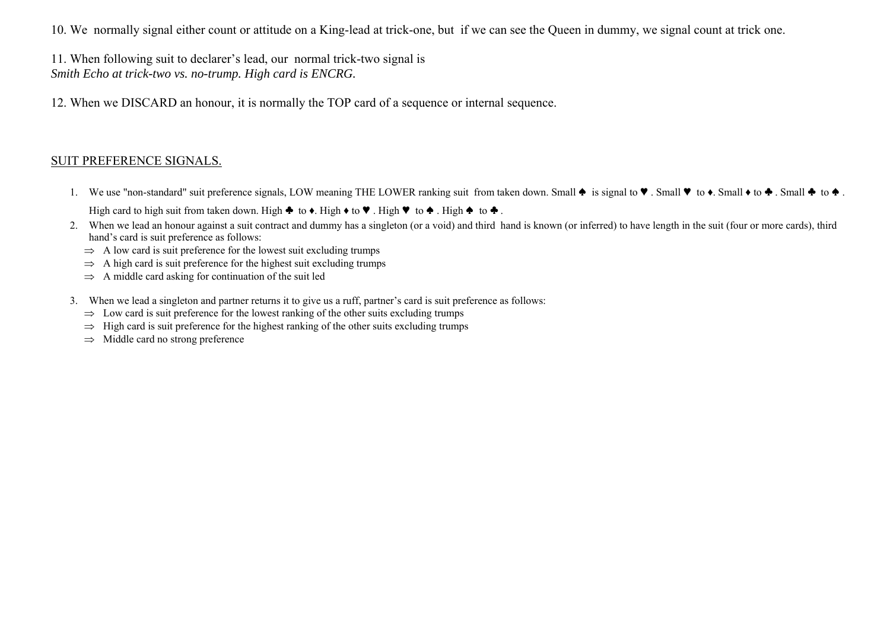10. We normally signal either count or attitude on a King-lead at trick-one, but if we can see the Queen in dummy, we signal count at trick one.

11. When following suit to declarer's lead, our normal trick-two signal is
*Smith Echo at trick-two vs. no-trump. High card is ENCRG.*

12. When we DISCARD an honour, it is normally the TOP card of a sequence or internal sequence.

## SUIT PREFERENCE SIGNALS.

1. We use "non-standard" suit preference signals, LOW meaning THE LOWER ranking suit from taken down. Small ♠ is signal to ♥ . Small ♥ to ♦. Small ♦ to ♣ . Small ♣ to ♠ .
   High card to high suit from taken down. High ♣ to ♦. High ♦ to ♥ . High ♥ to ♠ . High ♠ to ♣ .
2. When we lead an honour against a suit contract and dummy has a singleton (or a void) and third hand is known (or inferred) to have length in the suit (four or more cards), third hand's card is suit preference as follows:
   - ⇒ A low card is suit preference for the lowest suit excluding trumps
   - ⇒ A high card is suit preference for the highest suit excluding trumps
   - ⇒ A middle card asking for continuation of the suit led
3. When we lead a singleton and partner returns it to give us a ruff, partner's card is suit preference as follows:
   - ⇒ Low card is suit preference for the lowest ranking of the other suits excluding trumps
   - ⇒ High card is suit preference for the highest ranking of the other suits excluding trumps
   - ⇒ Middle card no strong preference